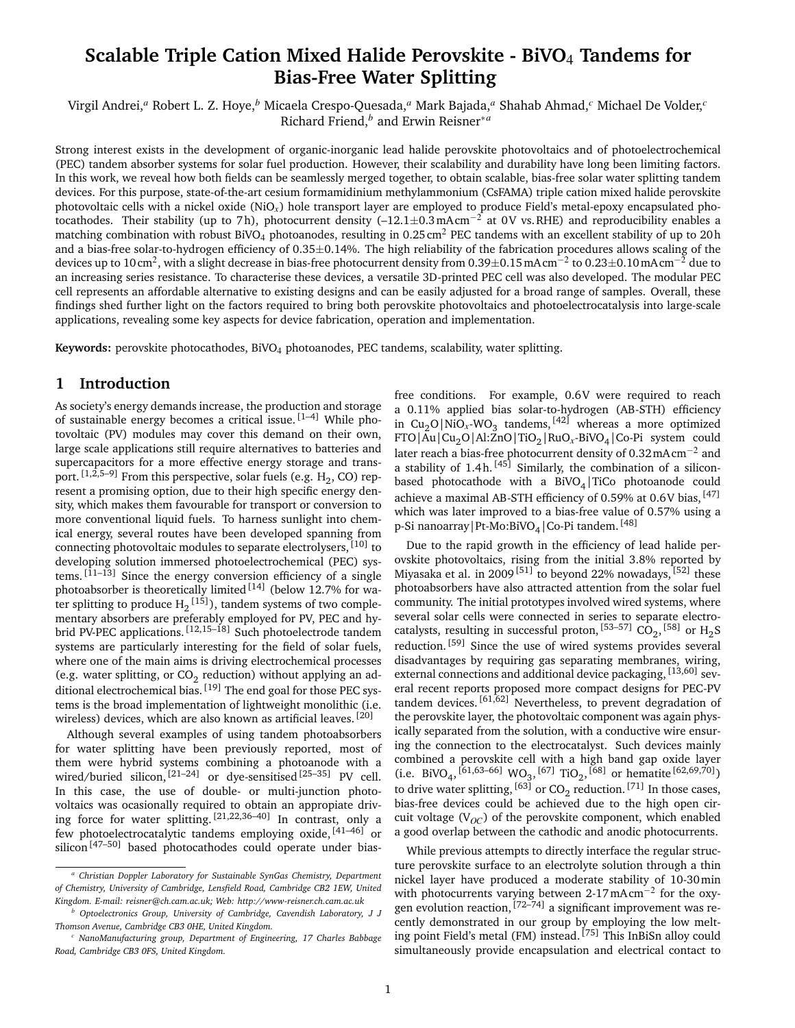# Scalable Triple Cation Mixed Halide Perovskite - $BiVO_4$ Tandems for Bias-Free Water Splitting

Virgil Andrei,[a] Robert L. Z. Hoye,[b] Micaela Crespo-Quesada,[a] Mark Bajada,[a] Shahab Ahmad,[c] Michael De Volder,[c] Richard Friend,[b] and Erwin Reisner*[a]

Strong interest exists in the development of organic-inorganic lead halide perovskite photovoltaics and of photoelectrochemical (PEC) tandem absorber systems for solar fuel production. However, their scalability and durability have long been limiting factors. In this work, we reveal how both fields can be seamlessly merged together, to obtain scalable, bias-free solar water splitting tandem devices. For this purpose, state-of-the-art cesium formamidinium methylammonium (CsFAMA) triple cation mixed halide perovskite photovoltaic cells with a nickel oxide ($NiO_x$) hole transport layer are employed to produce Field's metal-epoxy encapsulated photocathodes. Their stability (up to 7 h), photocurrent density (–12.1±0.3 mA cm$^{-2}$ at 0 V vs. RHE) and reproducibility enables a matching combination with robust $BiVO_4$ photoanodes, resulting in 0.25 cm$^2$ PEC tandems with an excellent stability of up to 20 h and a bias-free solar-to-hydrogen efficiency of 0.35±0.14%. The high reliability of the fabrication procedures allows scaling of the devices up to 10 cm$^2$, with a slight decrease in bias-free photocurrent density from 0.39±0.15 mA cm$^{-2}$ to 0.23±0.10 mA cm$^{-2}$ due to an increasing series resistance. To characterise these devices, a versatile 3D-printed PEC cell was also developed. The modular PEC cell represents an affordable alternative to existing designs and can be easily adjusted for a broad range of samples. Overall, these findings shed further light on the factors required to bring both perovskite photovoltaics and photoelectrocatalysis into large-scale applications, revealing some key aspects for device fabrication, operation and implementation.

**Keywords:** perovskite photocathodes, $BiVO_4$ photoanodes, PEC tandems, scalability, water splitting.

## 1 Introduction

As society's energy demands increase, the production and storage of sustainable energy becomes a critical issue.[1–4] While photovoltaic (PV) modules may cover this demand on their own, large scale applications still require alternatives to batteries and supercapacitors for a more effective energy storage and transport.[1,2,5–9] From this perspective, solar fuels (e.g. $H_2$, CO) represent a promising option, due to their high specific energy density, which makes them favourable for transport or conversion to more conventional liquid fuels. To harness sunlight into chemical energy, several routes have been developed spanning from connecting photovoltaic modules to separate electrolysers,[10] to developing solution immersed photoelectrochemical (PEC) systems.[11–13] Since the energy conversion efficiency of a single photoabsorber is theoretically limited[14] (below 12.7% for water splitting to produce $H_2$[15]), tandem systems of two complementary absorbers are preferably employed for PV, PEC and hybrid PV-PEC applications.[12,15–18] Such photoelectrode tandem systems are particularly interesting for the field of solar fuels, where one of the main aims is driving electrochemical processes (e.g. water splitting, or $CO_2$ reduction) without applying an additional electrochemical bias.[19] The end goal for those PEC systems is the broad implementation of lightweight monolithic (i.e. wireless) devices, which are also known as artificial leaves.[20]

Although several examples of using tandem photoabsorbers for water splitting have been previously reported, most of them were hybrid systems combining a photoanode with a wired/buried silicon,[21–24] or dye-sensitised[25–35] PV cell. In this case, the use of double- or multi-junction photovoltaics was ocasionally required to obtain an appopriate driving force for water splitting.[21,22,36–40] In contrast, only a few photoelectrocatalytic tandems employing oxide,[41–46] or silicon[47–50] based photocathodes could operate under bias-free conditions. For example, 0.6 V were required to reach a 0.11% applied bias solar-to-hydrogen (AB-STH) efficiency in $Cu_2O$|$NiO_x$-$WO_3$ tandems,[42] whereas a more optimized FTO|Au|$Cu_2O$|Al:ZnO|$TiO_2$|$RuO_x$-$BiVO_4$|Co-Pi system could later reach a bias-free photocurrent density of 0.32 mA cm$^{-2}$ and a stability of 1.4 h.[45] Similarly, the combination of a silicon-based photocathode with a $BiVO_4$|TiCo photoanode could achieve a maximal AB-STH efficiency of 0.59% at 0.6 V bias,[47] which was later improved to a bias-free value of 0.57% using a p-Si nanoarray|Pt-Mo:$BiVO_4$|Co-Pi tandem.[48]

Due to the rapid growth in the efficiency of lead halide perovskite photovoltaics, rising from the initial 3.8% reported by Miyasaka et al. in 2009[51] to beyond 22% nowadays,[52] these photoabsorbers have also attracted attention from the solar fuel community. The initial prototypes involved wired systems, where several solar cells were connected in series to separate electrocatalysts, resulting in successful proton,[53–57] $CO_2$,[58] or $H_2S$ reduction.[59] Since the use of wired systems provides several disadvantages by requiring gas separating membranes, wiring, external connections and additional device packaging,[13,60] several recent reports proposed more compact designs for PEC-PV tandem devices.[61,62] Nevertheless, to prevent degradation of the perovskite layer, the photovoltaic component was again physically separated from the solution, with a conductive wire ensuring the connection to the electrocatalyst. Such devices mainly combined a perovskite cell with a high band gap oxide layer (i.e. $BiVO_4$,[61,63–66] $WO_3$,[67] $TiO_2$,[68] or hematite[62,69,70]) to drive water splitting,[63] or $CO_2$ reduction.[71] In those cases, bias-free devices could be achieved due to the high open circuit voltage ($V_{OC}$) of the perovskite component, which enabled a good overlap between the cathodic and anodic photocurrents.

While previous attempts to directly interface the regular structure perovskite surface to an electrolyte solution through a thin nickel layer have produced a moderate stability of 10-30 min with photocurrents varying between 2-17 mA cm$^{-2}$ for the oxygen evolution reaction,[72–74] a significant improvement was recently demonstrated in our group by employing the low melting point Field's metal (FM) instead.[75] This InBiSn alloy could simultaneously provide encapsulation and electrical contact to

[a] *Christian Doppler Laboratory for Sustainable SynGas Chemistry, Department of Chemistry, University of Cambridge, Lensfield Road, Cambridge CB2 1EW, United Kingdom. E-mail: reisner@ch.cam.ac.uk; Web: http://www-reisner.ch.cam.ac.uk*

[b] *Optoelectronics Group, University of Cambridge, Cavendish Laboratory, J J Thomson Avenue, Cambridge CB3 0HE, United Kingdom.*

[c] *NanoManufacturing group, Department of Engineering, 17 Charles Babbage Road, Cambridge CB3 0FS, United Kingdom.*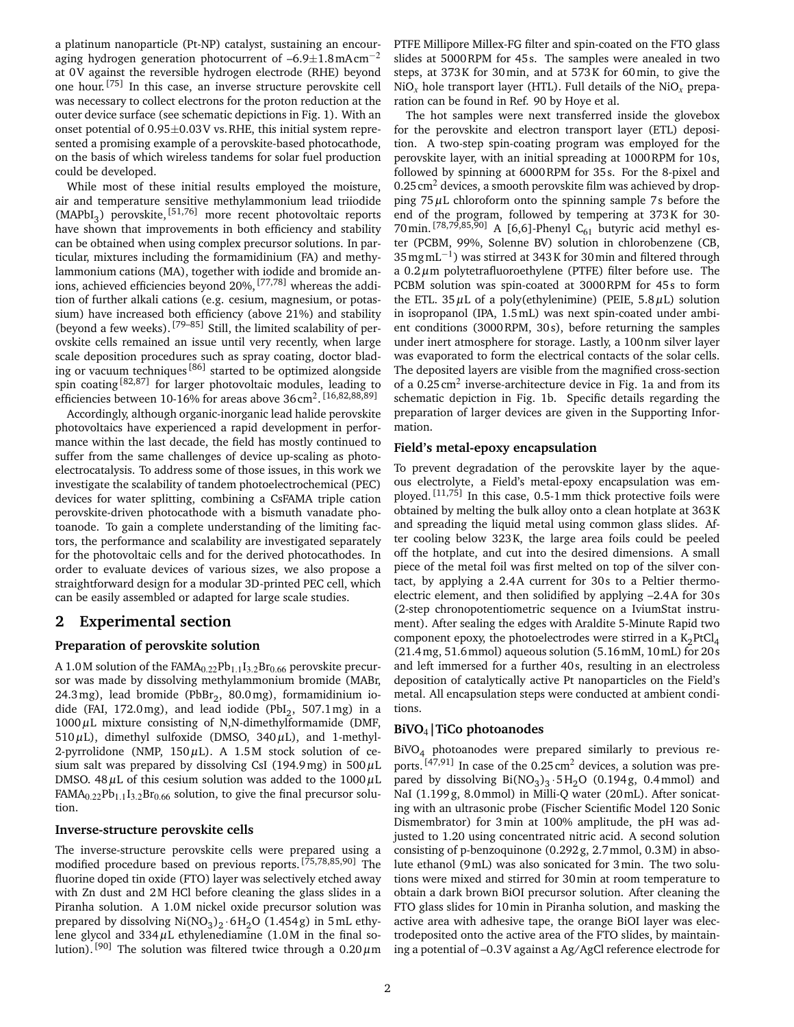a platinum nanoparticle (Pt-NP) catalyst, sustaining an encouraging hydrogen generation photocurrent of –6.9±1.8 mA cm$^{-2}$ at 0 V against the reversible hydrogen electrode (RHE) beyond one hour.[75] In this case, an inverse structure perovskite cell was necessary to collect electrons for the proton reduction at the outer device surface (see schematic depictions in Fig. 1). With an onset potential of 0.95±0.03 V vs. RHE, this initial system represented a promising example of a perovskite-based photocathode, on the basis of which wireless tandems for solar fuel production could be developed.

While most of these initial results employed the moisture, air and temperature sensitive methylammonium lead triiodide ($MAPbI_3$) perovskite,[51,76] more recent photovoltaic reports have shown that improvements in both efficiency and stability can be obtained when using complex precursor solutions. In particular, mixtures including the formamidinium (FA) and methylammonium cations (MA), together with iodide and bromide anions, achieved efficiencies beyond 20%,[77,78] whereas the addition of further alkali cations (e.g. cesium, magnesium, or potassium) have increased both efficiency (above 21%) and stability (beyond a few weeks).[79–85] Still, the limited scalability of perovskite cells remained an issue until very recently, when large scale deposition procedures such as spray coating, doctor blading or vacuum techniques[86] started to be optimized alongside spin coating[82,87] for larger photovoltaic modules, leading to efficiencies between 10-16% for areas above 36 cm$^2$.[16,82,88,89]

Accordingly, although organic-inorganic lead halide perovskite photovoltaics have experienced a rapid development in performance within the last decade, the field has mostly continued to suffer from the same challenges of device up-scaling as photoelectrocatalysis. To address some of those issues, in this work we investigate the scalability of tandem photoelectrochemical (PEC) devices for water splitting, combining a CsFAMA triple cation perovskite-driven photocathode with a bismuth vanadate photoanode. To gain a complete understanding of the limiting factors, the performance and scalability are investigated separately for the photovoltaic cells and for the derived photocathodes. In order to evaluate devices of various sizes, we also propose a straightforward design for a modular 3D-printed PEC cell, which can be easily assembled or adapted for large scale studies.

## 2 Experimental section

### Preparation of perovskite solution

A 1.0 M solution of the $FAMA_{0.22}Pb_{1.1}I_{3.2}Br_{0.66}$ perovskite precursor was made by dissolving methylammonium bromide (MABr, 24.3 mg), lead bromide ($PbBr_2$, 80.0 mg), formamidinium iodide (FAI, 172.0 mg), and lead iodide ($PbI_2$, 507.1 mg) in a 1000 µL mixture consisting of N,N-dimethylformamide (DMF, 510 µL), dimethyl sulfoxide (DMSO, 340 µL), and 1-methyl-2-pyrrolidone (NMP, 150 µL). A 1.5 M stock solution of cesium salt was prepared by dissolving CsI (194.9 mg) in 500 µL DMSO. 48 µL of this cesium solution was added to the 1000 µL $FAMA_{0.22}Pb_{1.1}I_{3.2}Br_{0.66}$ solution, to give the final precursor solution.

### Inverse-structure perovskite cells

The inverse-structure perovskite cells were prepared using a modified procedure based on previous reports.[75,78,85,90] The fluorine doped tin oxide (FTO) layer was selectively etched away with Zn dust and 2 M HCl before cleaning the glass slides in a Piranha solution. A 1.0 M nickel oxide precursor solution was prepared by dissolving $Ni(NO_3)_2 \cdot 6H_2O$ (1.454 g) in 5 mL ethylene glycol and 334 µL ethylenediamine (1.0 M in the final solution).[90] The solution was filtered twice through a 0.20 µm PTFE Millipore Millex-FG filter and spin-coated on the FTO glass slides at 5000 RPM for 45 s. The samples were anealed in two steps, at 373 K for 30 min, and at 573 K for 60 min, to give the $NiO_x$ hole transport layer (HTL). Full details of the $NiO_x$ preparation can be found in Ref. 90 by Hoye et al.

The hot samples were next transferred inside the glovebox for the perovskite and electron transport layer (ETL) deposition. A two-step spin-coating program was employed for the perovskite layer, with an initial spreading at 1000 RPM for 10 s, followed by spinning at 6000 RPM for 35 s. For the 8-pixel and 0.25 cm$^2$ devices, a smooth perovskite film was achieved by dropping 75 µL chloroform onto the spinning sample 7 s before the end of the program, followed by tempering at 373 K for 30-70 min.[78,79,85,90] A [6,6]-Phenyl $C_{61}$ butyric acid methyl ester (PCBM, 99%, Solenne BV) solution in chlorobenzene (CB, 35 mg mL$^{-1}$) was stirred at 343 K for 30 min and filtered through a 0.2 µm polytetrafluoroethylene (PTFE) filter before use. The PCBM solution was spin-coated at 3000 RPM for 45 s to form the ETL. 35 µL of a poly(ethylenimine) (PEIE, 5.8 µL) solution in isopropanol (IPA, 1.5 mL) was next spin-coated under ambient conditions (3000 RPM, 30 s), before returning the samples under inert atmosphere for storage. Lastly, a 100 nm silver layer was evaporated to form the electrical contacts of the solar cells. The deposited layers are visible from the magnified cross-section of a 0.25 cm$^2$ inverse-architecture device in Fig. 1a and from its schematic depiction in Fig. 1b. Specific details regarding the preparation of larger devices are given in the Supporting Information.

### Field's metal-epoxy encapsulation

To prevent degradation of the perovskite layer by the aqueous electrolyte, a Field's metal-epoxy encapsulation was employed.[11,75] In this case, 0.5-1 mm thick protective foils were obtained by melting the bulk alloy onto a clean hotplate at 363 K and spreading the liquid metal using common glass slides. After cooling below 323 K, the large area foils could be peeled off the hotplate, and cut into the desired dimensions. A small piece of the metal foil was first melted on top of the silver contact, by applying a 2.4A current for 30 s to a Peltier thermoelectric element, and then solidified by applying –2.4A for 30 s (2-step chronopotentiometric sequence on a IviumStat instrument). After sealing the edges with Araldite 5-Minute Rapid two component epoxy, the photoelectrodes were stirred in a $K_2PtCl_4$ (21.4 mg, 51.6 mmol) aqueous solution (5.16 mM, 10 mL) for 20 s and left immersed for a further 40 s, resulting in an electroless deposition of catalytically active Pt nanoparticles on the Field's metal. All encapsulation steps were conducted at ambient conditions.

### $BiVO_4$|TiCo photoanodes

$BiVO_4$ photoanodes were prepared similarly to previous reports.[47,91] In case of the 0.25 cm$^2$ devices, a solution was prepared by dissolving $Bi(NO_3)_3 \cdot 5H_2O$ (0.194 g, 0.4 mmol) and NaI (1.199 g, 8.0 mmol) in Milli-Q water (20 mL). After sonicating with an ultrasonic probe (Fischer Scientific Model 120 Sonic Dismembrator) for 3 min at 100% amplitude, the pH was adjusted to 1.20 using concentrated nitric acid. A second solution consisting of p-benzoquinone (0.292 g, 2.7 mmol, 0.3 M) in absolute ethanol (9 mL) was also sonicated for 3 min. The two solutions were mixed and stirred for 30 min at room temperature to obtain a dark brown BiOI precursor solution. After cleaning the FTO glass slides for 10 min in Piranha solution, and masking the active area with adhesive tape, the orange BiOI layer was electrodeposited onto the active area of the FTO slides, by maintaining a potential of –0.3 V against a Ag/AgCl reference electrode for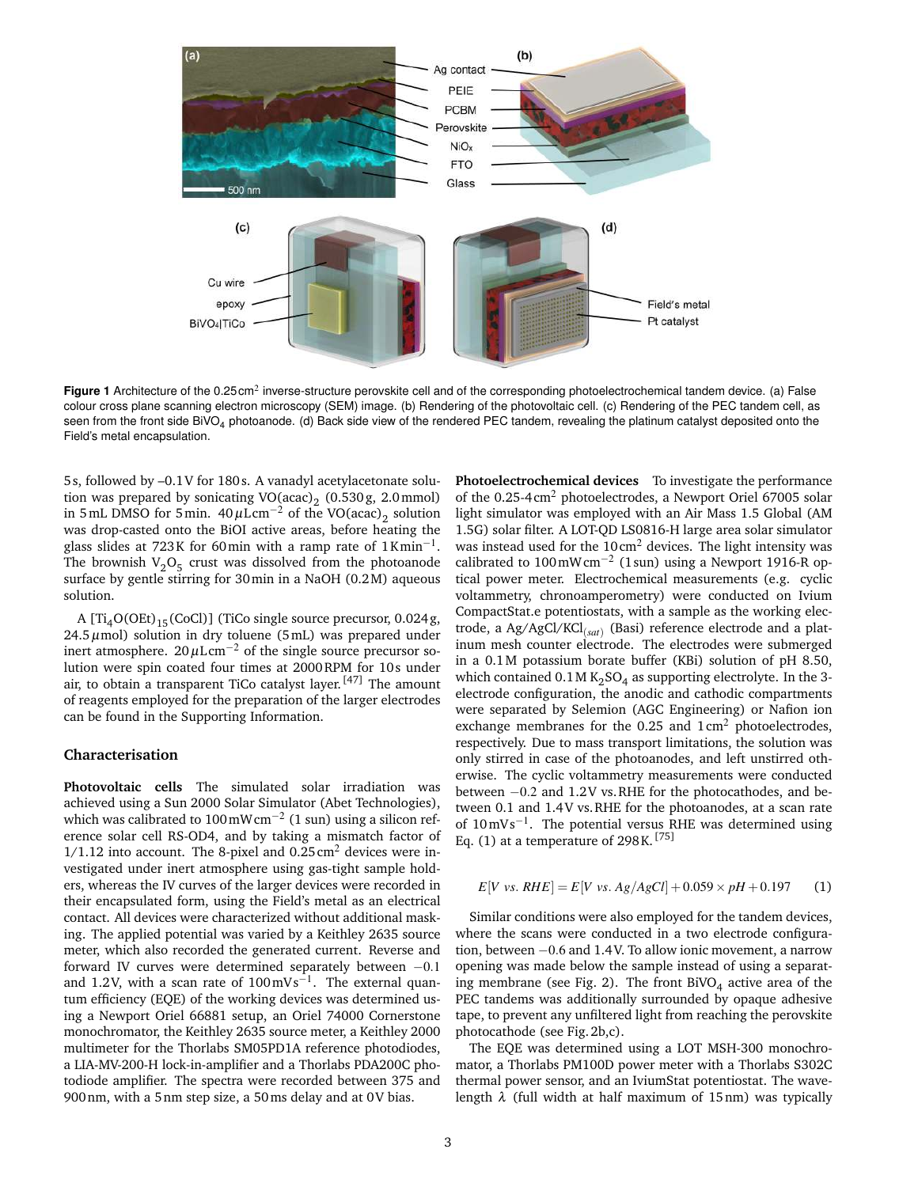Figure 1 Architecture of the 0.25 cm$^2$ inverse-structure perovskite cell and of the corresponding photoelectrochemical tandem device. (a) False colour cross plane scanning electron microscopy (SEM) image. (b) Rendering of the photovoltaic cell. (c) Rendering of the PEC tandem cell, as seen from the front side $BiVO_4$ photoanode. (d) Back side view of the rendered PEC tandem, revealing the platinum catalyst deposited onto the Field's metal encapsulation.

5 s, followed by –0.1 V for 180 s. A vanadyl acetylacetonate solution was prepared by sonicating $VO(acac)_2$ (0.530 g, 2.0 mmol) in 5 mL DMSO for 5 min. 40 $\mu$L cm$^{-2}$ of the $VO(acac)_2$ solution was drop-casted onto the BiOI active areas, before heating the glass slides at 723 K for 60 min with a ramp rate of 1 K min$^{-1}$. The brownish $V_2O_5$ crust was dissolved from the photoanode surface by gentle stirring for 30 min in a NaOH (0.2M) aqueous solution.

A $[Ti_4O(OEt)_{15}(CoCl)]$ (TiCo single source precursor, 0.024 g, 24.5 $\mu$mol) solution in dry toluene (5 mL) was prepared under inert atmosphere. 20 $\mu$L cm$^{-2}$ of the single source precursor solution were spin coated four times at 2000 RPM for 10 s under air, to obtain a transparent TiCo catalyst layer.[47] The amount of reagents employed for the preparation of the larger electrodes can be found in the Supporting Information.

## Characterisation

**Photovoltaic cells** The simulated solar irradiation was achieved using a Sun 2000 Solar Simulator (Abet Technologies), which was calibrated to 100 mW cm$^{-2}$ (1 sun) using a silicon reference solar cell RS-OD4, and by taking a mismatch factor of 1/1.12 into account. The 8-pixel and 0.25 cm$^2$ devices were investigated under inert atmosphere using gas-tight sample holders, whereas the IV curves of the larger devices were recorded in their encapsulated form, using the Field's metal as an electrical contact. All devices were characterized without additional masking. The applied potential was varied by a Keithley 2635 source meter, which also recorded the generated current. Reverse and forward IV curves were determined separately between −0.1 and 1.2 V, with a scan rate of 100 mV s$^{-1}$. The external quantum efficiency (EQE) of the working devices was determined using a Newport Oriel 66881 setup, an Oriel 74000 Cornerstone monochromator, the Keithley 2635 source meter, a Keithley 2000 multimeter for the Thorlabs SM05PD1A reference photodiodes, a LIA-MV-200-H lock-in-amplifier and a Thorlabs PDA200C photodiode amplifier. The spectra were recorded between 375 and 900 nm, with a 5 nm step size, a 50 ms delay and at 0 V bias.

**Photoelectrochemical devices** To investigate the performance of the 0.25-4 cm$^2$ photoelectrodes, a Newport Oriel 67005 solar light simulator was employed with an Air Mass 1.5 Global (AM 1.5G) solar filter. A LOT-QD LS0816-H large area solar simulator was instead used for the 10 cm$^2$ devices. The light intensity was calibrated to 100 mW cm$^{-2}$ (1 sun) using a Newport 1916-R optical power meter. Electrochemical measurements (e.g. cyclic voltammetry, chronoamperometry) were conducted on Ivium CompactStat.e potentiostats, with a sample as the working electrode, a Ag/AgCl/KCl$_{(sat)}$ (Basi) reference electrode and a platinum mesh counter electrode. The electrodes were submerged in a 0.1 M potassium borate buffer (KBi) solution of pH 8.50, which contained 0.1 M $K_2SO_4$ as supporting electrolyte. In the 3-electrode configuration, the anodic and cathodic compartments were separated by Selemion (AGC Engineering) or Nafion ion exchange membranes for the 0.25 and 1 cm$^2$ photoelectrodes, respectively. Due to mass transport limitations, the solution was only stirred in case of the photoanodes, and left unstirred otherwise. The cyclic voltammetry measurements were conducted between −0.2 and 1.2 V vs. RHE for the photocathodes, and between 0.1 and 1.4 V vs. RHE for the photoanodes, at a scan rate of 10 mV s$^{-1}$. The potential versus RHE was determined using Eq. (1) at a temperature of 298 K.[75]

$$E[V\ vs.\ RHE] = E[V\ vs.\ Ag/AgCl] + 0.059 \times pH + 0.197 \qquad (1)$$

Similar conditions were also employed for the tandem devices, where the scans were conducted in a two electrode configuration, between −0.6 and 1.4 V. To allow ionic movement, a narrow opening was made below the sample instead of using a separating membrane (see Fig. 2). The front $BiVO_4$ active area of the PEC tandems was additionally surrounded by opaque adhesive tape, to prevent any unfiltered light from reaching the perovskite photocathode (see Fig. 2b,c).

The EQE was determined using a LOT MSH-300 monochromator, a Thorlabs PM100D power meter with a Thorlabs S302C thermal power sensor, and an IviumStat potentiostat. The wavelength $\lambda$ (full width at half maximum of 15 nm) was typically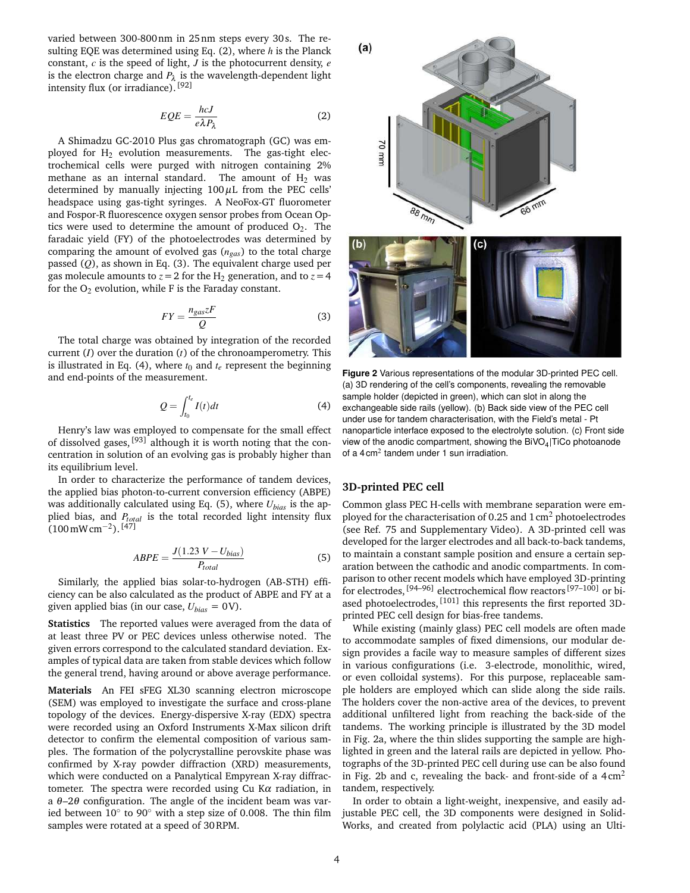varied between 300-800 nm in 25 nm steps every 30 s. The resulting EQE was determined using Eq. (2), where $h$ is the Planck constant, $c$ is the speed of light, $J$ is the photocurrent density, $e$ is the electron charge and $P_\lambda$ is the wavelength-dependent light intensity flux (or irradiance).[92]

$$EQE = \frac{hcJ}{e\lambda P_\lambda} \tag{2}$$

A Shimadzu GC-2010 Plus gas chromatograph (GC) was employed for $H_2$ evolution measurements. The gas-tight electrochemical cells were purged with nitrogen containing 2% methane as an internal standard. The amount of $H_2$ was determined by manually injecting 100 $\mu$L from the PEC cells' headspace using gas-tight syringes. A NeoFox-GT fluorometer and Fospor-R fluorescence oxygen sensor probes from Ocean Optics were used to determine the amount of produced $O_2$. The faradaic yield (FY) of the photoelectrodes was determined by comparing the amount of evolved gas ($n_{gas}$) to the total charge passed ($Q$), as shown in Eq. (3). The equivalent charge used per gas molecule amounts to $z = 2$ for the $H_2$ generation, and to $z = 4$ for the $O_2$ evolution, while F is the Faraday constant.

$$FY = \frac{n_{gas} zF}{Q} \tag{3}$$

The total charge was obtained by integration of the recorded current ($I$) over the duration ($t$) of the chronoamperometry. This is illustrated in Eq. (4), where $t_0$ and $t_e$ represent the beginning and end-points of the measurement.

$$Q = \int_{t_0}^{t_e} I(t)dt \tag{4}$$

Henry's law was employed to compensate for the small effect of dissolved gases,[93] although it is worth noting that the concentration in solution of an evolving gas is probably higher than its equilibrium level.

In order to characterize the performance of tandem devices, the applied bias photon-to-current conversion efficiency (ABPE) was additionally calculated using Eq. (5), where $U_{bias}$ is the applied bias, and $P_{total}$ is the total recorded light intensity flux (100 mW cm$^{-2}$).[47]

$$ABPE = \frac{J(1.23\ V - U_{bias})}{P_{total}} \tag{5}$$

Similarly, the applied bias solar-to-hydrogen (AB-STH) efficiency can be also calculated as the product of ABPE and FY at a given applied bias (in our case, $U_{bias}$ = 0 V).

**Statistics** The reported values were averaged from the data of at least three PV or PEC devices unless otherwise noted. The given errors correspond to the calculated standard deviation. Examples of typical data are taken from stable devices which follow the general trend, having around or above average performance.

**Materials** An FEI sFEG XL30 scanning electron microscope (SEM) was employed to investigate the surface and cross-plane topology of the devices. Energy-dispersive X-ray (EDX) spectra were recorded using an Oxford Instruments X-Max silicon drift detector to confirm the elemental composition of various samples. The formation of the polycrystalline perovskite phase was confirmed by X-ray powder diffraction (XRD) measurements, which were conducted on a Panalytical Empyrean X-ray diffractometer. The spectra were recorded using Cu K$\alpha$ radiation, in a $\theta$–$2\theta$ configuration. The angle of the incident beam was varied between 10° to 90° with a step size of 0.008. The thin film samples were rotated at a speed of 30 RPM.

**Figure 2** Various representations of the modular 3D-printed PEC cell. (a) 3D rendering of the cell's components, revealing the removable sample holder (depicted in green), which can slot in along the exchangeable side rails (yellow). (b) Back side view of the PEC cell under use for tandem characterisation, with the Field's metal - Pt nanoparticle interface exposed to the electrolyte solution. (c) Front side view of the anodic compartment, showing the $BiVO_4$|TiCo photoanode of a 4 cm$^2$ tandem under 1 sun irradiation.

## 3D-printed PEC cell

Common glass PEC H-cells with membrane separation were employed for the characterisation of 0.25 and 1 cm$^2$ photoelectrodes (see Ref. 75 and Supplementary Video). A 3D-printed cell was developed for the larger electrodes and all back-to-back tandems, to maintain a constant sample position and ensure a certain separation between the cathodic and anodic compartments. In comparison to other recent models which have employed 3D-printing for electrodes,[94–96] electrochemical flow reactors[97–100] or biased photoelectrodes,[101] this represents the first reported 3D-printed PEC cell design for bias-free tandems.

While existing (mainly glass) PEC cell models are often made to accommodate samples of fixed dimensions, our modular design provides a facile way to measure samples of different sizes in various configurations (i.e. 3-electrode, monolithic, wired, or even colloidal systems). For this purpose, replaceable sample holders are employed which can slide along the side rails. The holders cover the non-active area of the devices, to prevent additional unfiltered light from reaching the back-side of the tandems. The working principle is illustrated by the 3D model in Fig. 2a, where the thin slides supporting the sample are highlighted in green and the lateral rails are depicted in yellow. Photographs of the 3D-printed PEC cell during use can be also found in Fig. 2b and c, revealing the back- and front-side of a 4 cm$^2$ tandem, respectively.

In order to obtain a light-weight, inexpensive, and easily adjustable PEC cell, the 3D components were designed in SolidWorks, and created from polylactic acid (PLA) using an Ulti-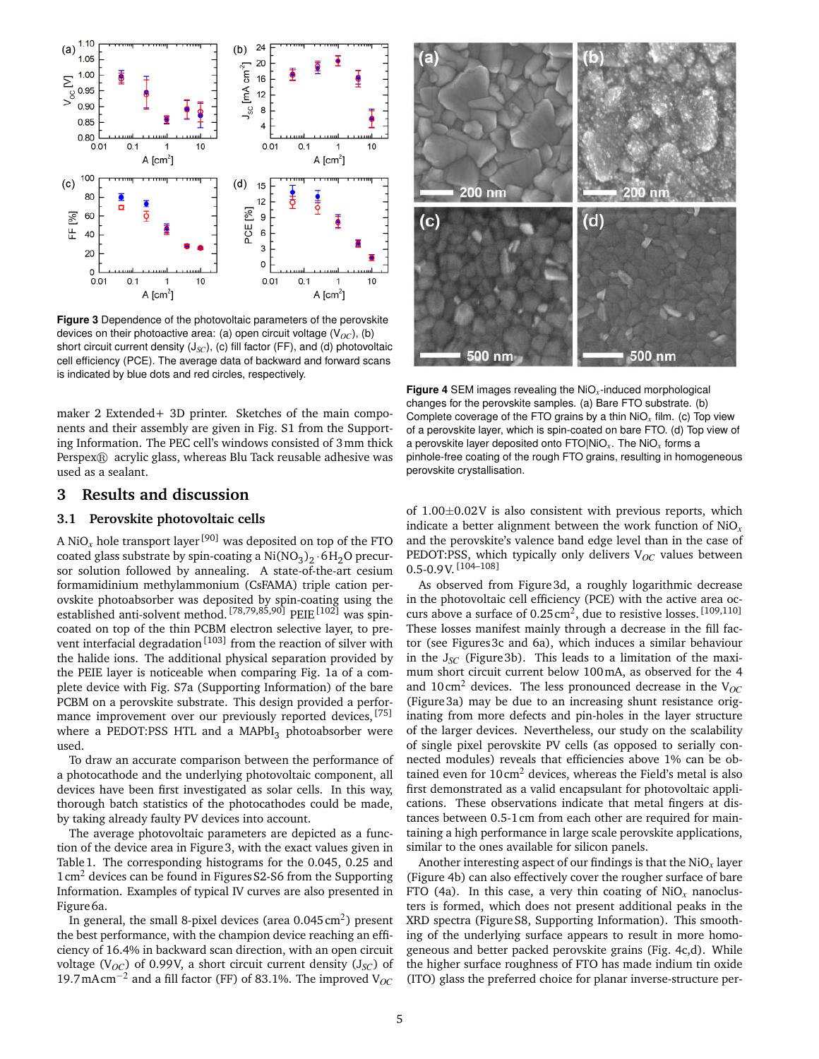**Figure 3** Dependence of the photovoltaic parameters of the perovskite devices on their photoactive area: (a) open circuit voltage ($V_{OC}$), (b) short circuit current density ($J_{SC}$), (c) fill factor (FF), and (d) photovoltaic cell efficiency (PCE). The average data of backward and forward scans is indicated by blue dots and red circles, respectively.

maker 2 Extended+ 3D printer. Sketches of the main components and their assembly are given in Fig. S1 from the Supporting Information. The PEC cell's windows consisted of 3 mm thick Perspex® acrylic glass, whereas Blu Tack reusable adhesive was used as a sealant.

## 3 Results and discussion

### 3.1 Perovskite photovoltaic cells

A $NiO_x$ hole transport layer[90] was deposited on top of the FTO coated glass substrate by spin-coating a $Ni(NO_3)_2 \cdot 6H_2O$ precursor solution followed by annealing. A state-of-the-art cesium formamidinium methylammonium (CsFAMA) triple cation perovskite photoabsorber was deposited by spin-coating using the established anti-solvent method.[78,79,85,90] PEIE[102] was spin-coated on top of the thin PCBM electron selective layer, to prevent interfacial degradation[103] from the reaction of silver with the halide ions. The additional physical separation provided by the PEIE layer is noticeable when comparing Fig. 1a of a complete device with Fig. S7a (Supporting Information) of the bare PCBM on a perovskite substrate. This design provided a performance improvement over our previously reported devices,[75] where a PEDOT:PSS HTL and a $MAPbI_3$ photoabsorber were used.

To draw an accurate comparison between the performance of a photocathode and the underlying photovoltaic component, all devices have been first investigated as solar cells. In this way, thorough batch statistics of the photocathodes could be made, by taking already faulty PV devices into account.

The average photovoltaic parameters are depicted as a function of the device area in Figure 3, with the exact values given in Table 1. The corresponding histograms for the 0.045, 0.25 and 1 $cm^2$ devices can be found in Figures S2-S6 from the Supporting Information. Examples of typical IV curves are also presented in Figure 6a.

In general, the small 8-pixel devices (area 0.045 $cm^2$) present the best performance, with the champion device reaching an efficiency of 16.4% in backward scan direction, with an open circuit voltage ($V_{OC}$) of 0.99 V, a short circuit current density ($J_{SC}$) of 19.7 $mA\,cm^{-2}$ and a fill factor (FF) of 83.1%. The improved $V_{OC}$ of 1.00±0.02 V is also consistent with previous reports, which indicate a better alignment between the work function of $NiO_x$ and the perovskite's valence band edge level than in the case of PEDOT:PSS, which typically only delivers $V_{OC}$ values between 0.5-0.9 V.[104–108]

As observed from Figure 3d, a roughly logarithmic decrease in the photovoltaic cell efficiency (PCE) with the active area occurs above a surface of 0.25 $cm^2$, due to resistive losses.[109,110] These losses manifest mainly through a decrease in the fill factor (see Figures 3c and 6a), which induces a similar behaviour in the $J_{SC}$ (Figure 3b). This leads to a limitation of the maximum short circuit current below 100 mA, as observed for the 4 and 10 $cm^2$ devices. The less pronounced decrease in the $V_{OC}$ (Figure 3a) may be due to an increasing shunt resistance originating from more defects and pin-holes in the layer structure of the larger devices. Nevertheless, our study on the scalability of single pixel perovskite PV cells (as opposed to serially connected modules) reveals that efficiencies above 1% can be obtained even for 10 $cm^2$ devices, whereas the Field's metal is also first demonstrated as a valid encapsulant for photovoltaic applications. These observations indicate that metal fingers at distances between 0.5-1 cm from each other are required for maintaining a high performance in large scale perovskite applications, similar to the ones available for silicon panels.

**Figure 4** SEM images revealing the $NiO_x$-induced morphological changes for the perovskite samples. (a) Bare FTO substrate. (b) Complete coverage of the FTO grains by a thin $NiO_x$ film. (c) Top view of a perovskite layer, which is spin-coated on bare FTO. (d) Top view of a perovskite layer deposited onto FTO|$NiO_x$. The $NiO_x$ forms a pinhole-free coating of the rough FTO grains, resulting in homogeneous perovskite crystallisation.

Another interesting aspect of our findings is that the $NiO_x$ layer (Figure 4b) can also effectively cover the rougher surface of bare FTO (4a). In this case, a very thin coating of $NiO_x$ nanoclusters is formed, which does not present additional peaks in the XRD spectra (Figure S8, Supporting Information). This smoothing of the underlying surface appears to result in more homogeneous and better packed perovskite grains (Fig. 4c,d). While the higher surface roughness of FTO has made indium tin oxide (ITO) glass the preferred choice for planar inverse-structure per-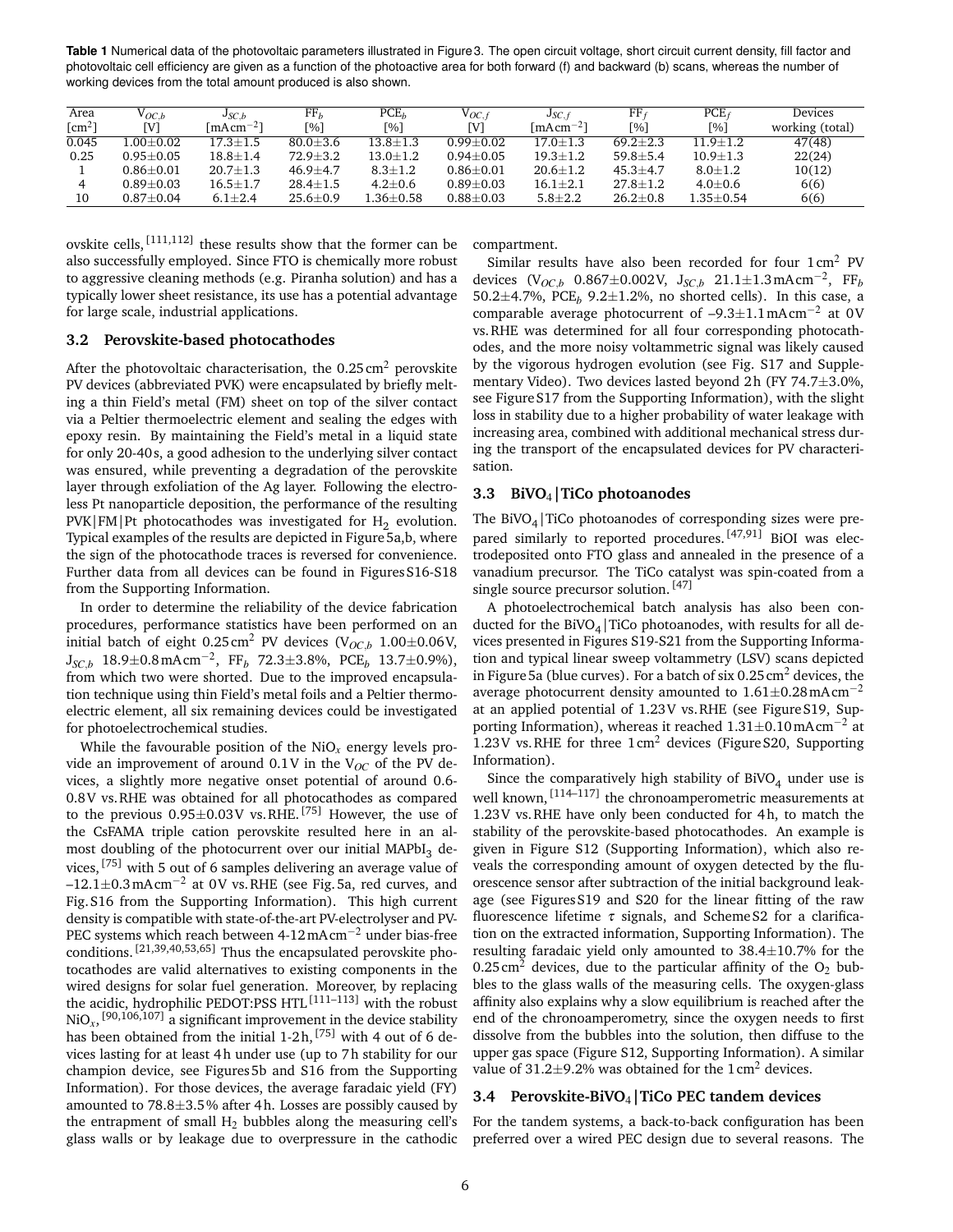**Table 1** Numerical data of the photovoltaic parameters illustrated in Figure 3. The open circuit voltage, short circuit current density, fill factor and photovoltaic cell efficiency are given as a function of the photoactive area for both forward (f) and backward (b) scans, whereas the number of working devices from the total amount produced is also shown.

| Area [$cm^2$] | $V_{OC,b}$ [V] | $J_{SC,b}$ [$mA cm^{-2}$] | $FF_b$ [%] | $PCE_b$ [%] | $V_{OC,f}$ [V] | $J_{SC,f}$ [$mA cm^{-2}$] | $FF_f$ [%] | $PCE_f$ [%] | Devices working (total) |
|---|---|---|---|---|---|---|---|---|---|
| 0.045 | 1.00±0.02 | 17.3±1.5 | 80.0±3.6 | 13.8±1.3 | 0.99±0.02 | 17.0±1.3 | 69.2±2.3 | 11.9±1.2 | 47(48) |
| 0.25 | 0.95±0.05 | 18.8±1.4 | 72.9±3.2 | 13.0±1.2 | 0.94±0.05 | 19.3±1.2 | 59.8±5.4 | 10.9±1.3 | 22(24) |
| 1 | 0.86±0.01 | 20.7±1.3 | 46.9±4.7 | 8.3±1.2 | 0.86±0.01 | 20.6±1.2 | 45.3±4.7 | 8.0±1.2 | 10(12) |
| 4 | 0.89±0.03 | 16.5±1.7 | 28.4±1.5 | 4.2±0.6 | 0.89±0.03 | 16.1±2.1 | 27.8±1.2 | 4.0±0.6 | 6(6) |
| 10 | 0.87±0.04 | 6.1±2.4 | 25.6±0.9 | 1.36±0.58 | 0.88±0.03 | 5.8±2.2 | 26.2±0.8 | 1.35±0.54 | 6(6) |

ovskite cells,[111,112] these results show that the former can be also successfully employed. Since FTO is chemically more robust to aggressive cleaning methods (e.g. Piranha solution) and has a typically lower sheet resistance, its use has a potential advantage for large scale, industrial applications.

### 3.2 Perovskite-based photocathodes

After the photovoltaic characterisation, the 0.25 $cm^2$ perovskite PV devices (abbreviated PVK) were encapsulated by briefly melting a thin Field's metal (FM) sheet on top of the silver contact via a Peltier thermoelectric element and sealing the edges with epoxy resin. By maintaining the Field's metal in a liquid state for only 20-40 s, a good adhesion to the underlying silver contact was ensured, while preventing a degradation of the perovskite layer through exfoliation of the Ag layer. Following the electroless Pt nanoparticle deposition, the performance of the resulting PVK|FM|Pt photocathodes was investigated for $H_2$ evolution. Typical examples of the results are depicted in Figure 5a,b, where the sign of the photocathode traces is reversed for convenience. Further data from all devices can be found in Figures S16-S18 from the Supporting Information.

In order to determine the reliability of the device fabrication procedures, performance statistics have been performed on an initial batch of eight 0.25 $cm^2$ PV devices ($V_{OC,b}$ 1.00±0.06 V, $J_{SC,b}$ 18.9±0.8 $mA cm^{-2}$, $FF_b$ 72.3±3.8%, $PCE_b$ 13.7±0.9%), from which two were shorted. Due to the improved encapsulation technique using thin Field's metal foils and a Peltier thermoelectric element, all six remaining devices could be investigated for photoelectrochemical studies.

While the favourable position of the $NiO_x$ energy levels provide an improvement of around 0.1 V in the $V_{OC}$ of the PV devices, a slightly more negative onset potential of around 0.6-0.8 V vs. RHE was obtained for all photocathodes as compared to the previous 0.95±0.03 V vs. RHE.[75] However, the use of the CsFAMA triple cation perovskite resulted here in an almost doubling of the photocurrent over our initial $MAPbI_3$ devices,[75] with 5 out of 6 samples delivering an average value of –12.1±0.3 $mA cm^{-2}$ at 0 V vs. RHE (see Fig. 5a, red curves, and Fig. S16 from the Supporting Information). This high current density is compatible with state-of-the-art PV-electrolyser and PV-PEC systems which reach between 4-12 $mA cm^{-2}$ under bias-free conditions.[21,39,40,53,65] Thus the encapsulated perovskite photocathodes are valid alternatives to existing components in the wired designs for solar fuel generation. Moreover, by replacing the acidic, hydrophilic PEDOT:PSS HTL[111–113] with the robust $NiO_x$,[90,106,107] a significant improvement in the device stability has been obtained from the initial 1-2 h,[75] with 4 out of 6 devices lasting for at least 4 h under use (up to 7 h stability for our champion device, see Figures 5b and S16 from the Supporting Information). For those devices, the average faradaic yield (FY) amounted to 78.8±3.5% after 4 h. Losses are possibly caused by the entrapment of small $H_2$ bubbles along the measuring cell's glass walls or by leakage due to overpressure in the cathodic compartment.

Similar results have also been recorded for four 1 $cm^2$ PV devices ($V_{OC,b}$ 0.867±0.002 V, $J_{SC,b}$ 21.1±1.3 $mA cm^{-2}$, $FF_b$ 50.2±4.7%, $PCE_b$ 9.2±1.2%, no shorted cells). In this case, a comparable average photocurrent of –9.3±1.1 $mA cm^{-2}$ at 0 V vs. RHE was determined for all four corresponding photocathodes, and the more noisy voltammetric signal was likely caused by the vigorous hydrogen evolution (see Fig. S17 and Supplementary Video). Two devices lasted beyond 2 h (FY 74.7±3.0%, see Figure S17 from the Supporting Information), with the slight loss in stability due to a higher probability of water leakage with increasing area, combined with additional mechanical stress during the transport of the encapsulated devices for PV characterisation.

### 3.3 $BiVO_4$|TiCo photoanodes

The $BiVO_4$|TiCo photoanodes of corresponding sizes were prepared similarly to reported procedures.[47,91] BiOI was electrodeposited onto FTO glass and annealed in the presence of a vanadium precursor. The TiCo catalyst was spin-coated from a single source precursor solution.[47]

A photoelectrochemical batch analysis has also been conducted for the $BiVO_4$|TiCo photoanodes, with results for all devices presented in Figures S19-S21 from the Supporting Information and typical linear sweep voltammetry (LSV) scans depicted in Figure 5a (blue curves). For a batch of six 0.25 $cm^2$ devices, the average photocurrent density amounted to 1.61±0.28 $mA cm^{-2}$ at an applied potential of 1.23 V vs. RHE (see Figure S19, Supporting Information), whereas it reached 1.31±0.10 $mA cm^{-2}$ at 1.23 V vs. RHE for three 1 $cm^2$ devices (Figure S20, Supporting Information).

Since the comparatively high stability of $BiVO_4$ under use is well known,[114–117] the chronoamperometric measurements at 1.23 V vs. RHE have only been conducted for 4 h, to match the stability of the perovskite-based photocathodes. An example is given in Figure S12 (Supporting Information), which also reveals the corresponding amount of oxygen detected by the fluorescence sensor after subtraction of the initial background leakage (see Figures S19 and S20 for the linear fitting of the raw fluorescence lifetime $\tau$ signals, and Scheme S2 for a clarification on the extracted information, Supporting Information). The resulting faradaic yield only amounted to 38.4±10.7% for the 0.25 $cm^2$ devices, due to the particular affinity of the $O_2$ bubbles to the glass walls of the measuring cells. The oxygen-glass affinity also explains why a slow equilibrium is reached after the end of the chronoamperometry, since the oxygen needs to first dissolve from the bubbles into the solution, then diffuse to the upper gas space (Figure S12, Supporting Information). A similar value of 31.2±9.2% was obtained for the 1 $cm^2$ devices.

### 3.4 Perovskite-$BiVO_4$|TiCo PEC tandem devices

For the tandem systems, a back-to-back configuration has been preferred over a wired PEC design due to several reasons. The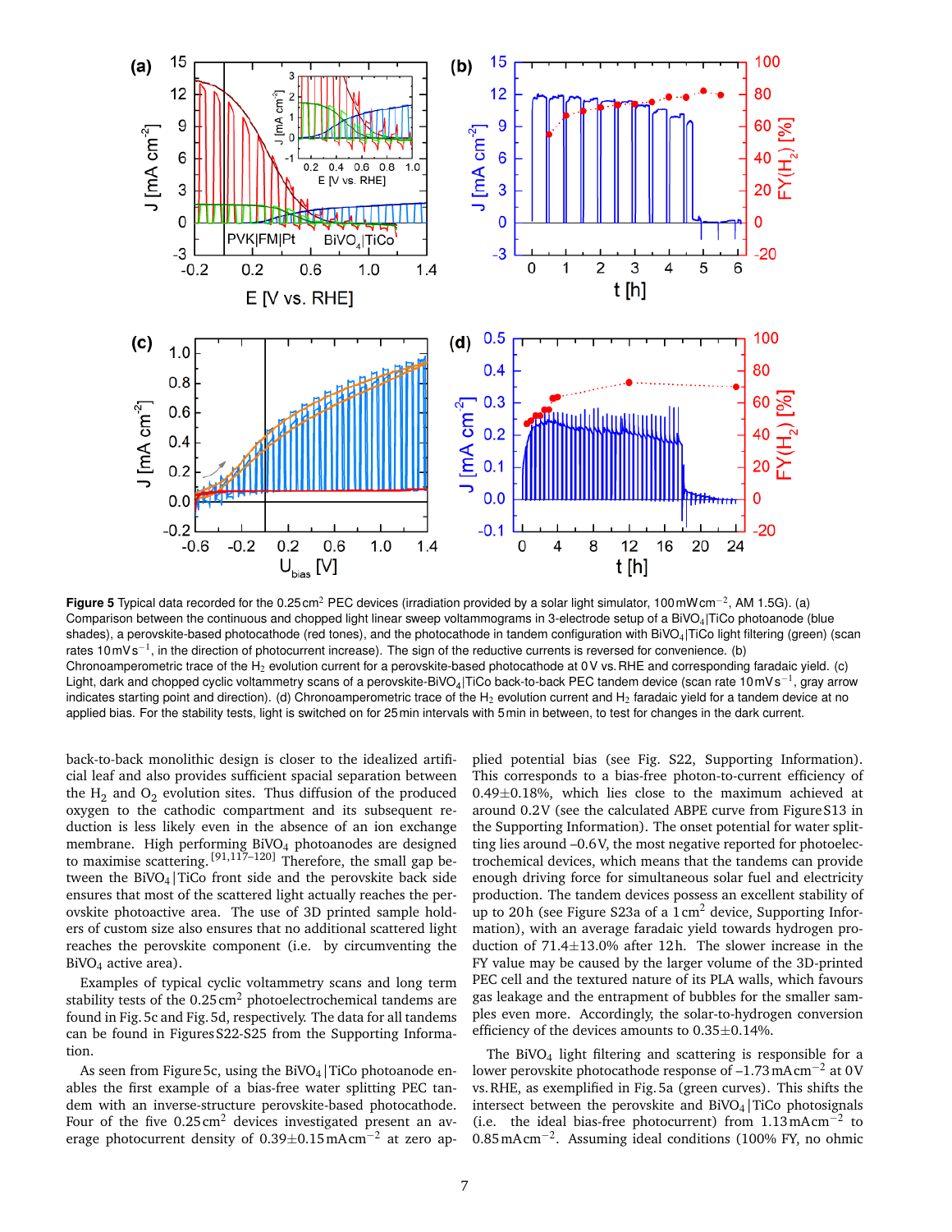**Figure 5** Typical data recorded for the 0.25 $cm^2$ PEC devices (irradiation provided by a solar light simulator, 100 mW $cm^{-2}$, AM 1.5G). (a) Comparison between the continuous and chopped light linear sweep voltammograms in 3-electrode setup of a $BiVO_4$|TiCo photoanode (blue shades), a perovskite-based photocathode (red tones), and the photocathode in tandem configuration with $BiVO_4$|TiCo light filtering (green) (scan rates 10 mV $s^{-1}$, in the direction of photocurrent increase). The sign of the reductive currents is reversed for convenience. (b) Chronoamperometric trace of the $H_2$ evolution current for a perovskite-based photocathode at 0 V vs. RHE and corresponding faradaic yield. (c) Light, dark and chopped cyclic voltammetry scans of a perovskite-$BiVO_4$|TiCo back-to-back PEC tandem device (scan rate 10 mV $s^{-1}$, gray arrow indicates starting point and direction). (d) Chronoamperometric trace of the $H_2$ evolution current and $H_2$ faradaic yield for a tandem device at no applied bias. For the stability tests, light is switched on for 25 min intervals with 5 min in between, to test for changes in the dark current.

back-to-back monolithic design is closer to the idealized artificial leaf and also provides sufficient spacial separation between the $H_2$ and $O_2$ evolution sites. Thus diffusion of the produced oxygen to the cathodic compartment and its subsequent reduction is less likely even in the absence of an ion exchange membrane. High performing $BiVO_4$ photoanodes are designed to maximise scattering.[91,117–120] Therefore, the small gap between the $BiVO_4$|TiCo front side and the perovskite back side ensures that most of the scattered light actually reaches the perovskite photoactive area. The use of 3D printed sample holders of custom size also ensures that no additional scattered light reaches the perovskite component (i.e. by circumventing the $BiVO_4$ active area).

Examples of typical cyclic voltammetry scans and long term stability tests of the 0.25 $cm^2$ photoelectrochemical tandems are found in Fig. 5c and Fig. 5d, respectively. The data for all tandems can be found in Figures S22-S25 from the Supporting Information.

As seen from Figure 5c, using the $BiVO_4$|TiCo photoanode enables the first example of a bias-free water splitting PEC tandem with an inverse-structure perovskite-based photocathode. Four of the five 0.25 $cm^2$ devices investigated present an average photocurrent density of 0.39±0.15 mA $cm^{-2}$ at zero applied potential bias (see Fig. S22, Supporting Information). This corresponds to a bias-free photon-to-current efficiency of 0.49±0.18%, which lies close to the maximum achieved at around 0.2 V (see the calculated ABPE curve from Figure S13 in the Supporting Information). The onset potential for water splitting lies around –0.6 V, the most negative reported for photoelectrochemical devices, which means that the tandems can provide enough driving force for simultaneous solar fuel and electricity production. The tandem devices possess an excellent stability of up to 20 h (see Figure S23a of a 1 $cm^2$ device, Supporting Information), with an average faradaic yield towards hydrogen production of 71.4±13.0% after 12 h. The slower increase in the FY value may be caused by the larger volume of the 3D-printed PEC cell and the textured nature of its PLA walls, which favours gas leakage and the entrapment of bubbles for the smaller samples even more. Accordingly, the solar-to-hydrogen conversion efficiency of the devices amounts to 0.35±0.14%.

The $BiVO_4$ light filtering and scattering is responsible for a lower perovskite photocathode response of –1.73 mA $cm^{-2}$ at 0 V vs. RHE, as exemplified in Fig. 5a (green curves). This shifts the intersect between the perovskite and $BiVO_4$|TiCo photosignals (i.e. the ideal bias-free photocurrent) from 1.13 mA $cm^{-2}$ to 0.85 mA $cm^{-2}$. Assuming ideal conditions (100% FY, no ohmic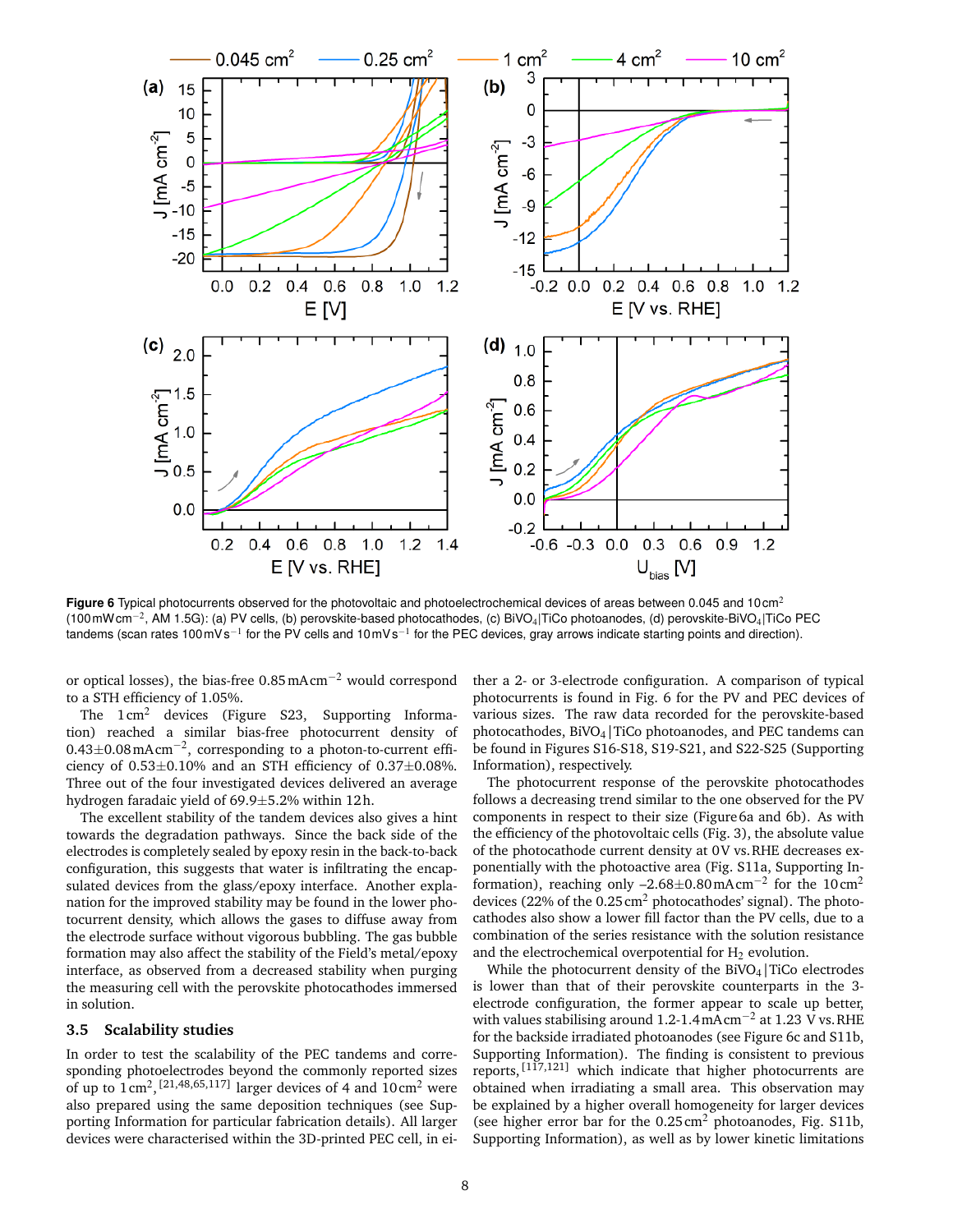**Figure 6** Typical photocurrents observed for the photovoltaic and photoelectrochemical devices of areas between 0.045 and 10 cm$^2$ (100 mW cm$^{-2}$, AM 1.5G): (a) PV cells, (b) perovskite-based photocathodes, (c) $BiVO_4$|TiCo photoanodes, (d) perovskite-$BiVO_4$|TiCo PEC tandems (scan rates 100 mV s$^{-1}$ for the PV cells and 10 mV s$^{-1}$ for the PEC devices, gray arrows indicate starting points and direction).

or optical losses), the bias-free 0.85 mA cm$^{-2}$ would correspond to a STH efficiency of 1.05%.

The 1 cm$^2$ devices (Figure S23, Supporting Information) reached a similar bias-free photocurrent density of 0.43±0.08 mA cm$^{-2}$, corresponding to a photon-to-current efficiency of 0.53±0.10% and an STH efficiency of 0.37±0.08%. Three out of the four investigated devices delivered an average hydrogen faradaic yield of 69.9±5.2% within 12 h.

The excellent stability of the tandem devices also gives a hint towards the degradation pathways. Since the back side of the electrodes is completely sealed by epoxy resin in the back-to-back configuration, this suggests that water is infiltrating the encapsulated devices from the glass/epoxy interface. Another explanation for the improved stability may be found in the lower photocurrent density, which allows the gases to diffuse away from the electrode surface without vigorous bubbling. The gas bubble formation may also affect the stability of the Field's metal/epoxy interface, as observed from a decreased stability when purging the measuring cell with the perovskite photocathodes immersed in solution.

### 3.5 Scalability studies

In order to test the scalability of the PEC tandems and corresponding photoelectrodes beyond the commonly reported sizes of up to 1 cm$^2$,[21,48,65,117] larger devices of 4 and 10 cm$^2$ were also prepared using the same deposition techniques (see Supporting Information for particular fabrication details). All larger devices were characterised within the 3D-printed PEC cell, in either a 2- or 3-electrode configuration. A comparison of typical photocurrents is found in Fig. 6 for the PV and PEC devices of various sizes. The raw data recorded for the perovskite-based photocathodes, $BiVO_4$|TiCo photoanodes, and PEC tandems can be found in Figures S16-S18, S19-S21, and S22-S25 (Supporting Information), respectively.

The photocurrent response of the perovskite photocathodes follows a decreasing trend similar to the one observed for the PV components in respect to their size (Figure 6a and 6b). As with the efficiency of the photovoltaic cells (Fig. 3), the absolute value of the photocathode current density at 0 V vs. RHE decreases exponentially with the photoactive area (Fig. S11a, Supporting Information), reaching only –2.68±0.80 mA cm$^{-2}$ for the 10 cm$^2$ devices (22% of the 0.25 cm$^2$ photocathodes' signal). The photocathodes also show a lower fill factor than the PV cells, due to a combination of the series resistance with the solution resistance and the electrochemical overpotential for $H_2$ evolution.

While the photocurrent density of the $BiVO_4$|TiCo electrodes is lower than that of their perovskite counterparts in the 3-electrode configuration, the former appear to scale up better, with values stabilising around 1.2-1.4 mA cm$^{-2}$ at 1.23 V vs. RHE for the backside irradiated photoanodes (see Figure 6c and S11b, Supporting Information). The finding is consistent to previous reports,[117,121] which indicate that higher photocurrents are obtained when irradiating a small area. This observation may be explained by a higher overall homogeneity for larger devices (see higher error bar for the 0.25 cm$^2$ photoanodes, Fig. S11b, Supporting Information), as well as by lower kinetic limitations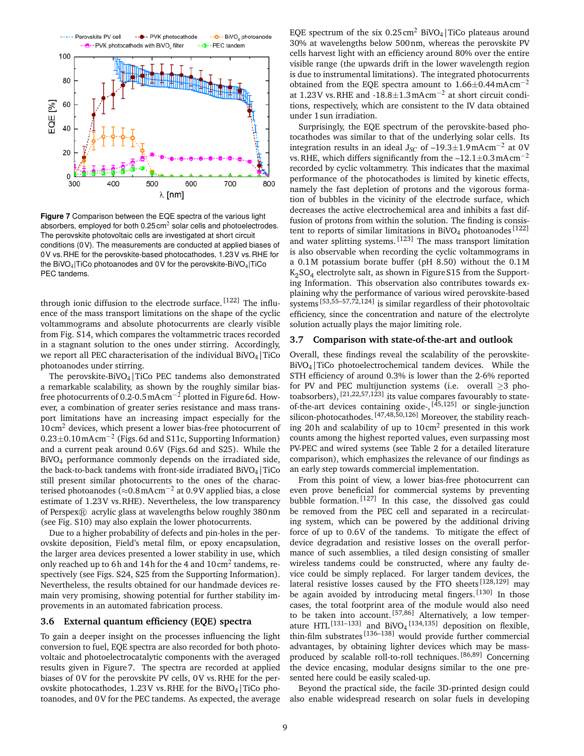**Figure 7** Comparison between the EQE spectra of the various light absorbers, employed for both 0.25 $cm^2$ solar cells and photoelectrodes. The perovskite photovoltaic cells are investigated at short circuit conditions (0 V). The measurements are conducted at applied biases of 0 V vs. RHE for the perovskite-based photocathodes, 1.23 V vs. RHE for the $BiVO_4$|TiCo photoanodes and 0 V for the perovskite-$BiVO_4$|TiCo PEC tandems.

through ionic diffusion to the electrode surface.[122] The influence of the mass transport limitations on the shape of the cyclic voltammograms and absolute photocurrents are clearly visible from Fig. S14, which compares the voltammetric traces recorded in a stagnant solution to the ones under stirring. Accordingly, we report all PEC characterisation of the individual $BiVO_4$|TiCo photoanodes under stirring.

The perovskite-$BiVO_4$|TiCo PEC tandems also demonstrated a remarkable scalability, as shown by the roughly similar bias-free photocurrents of 0.2-0.5 mA $cm^{-2}$ plotted in Figure 6d. However, a combination of greater series resistance and mass transport limitations have an increasing impact especially for the 10 $cm^2$ devices, which present a lower bias-free photocurrent of 0.23±0.10 mA $cm^{-2}$ (Figs. 6d and S11c, Supporting Information) and a current peak around 0.6 V (Figs. 6d and S25). While the $BiVO_4$ performance commonly depends on the irradiated side, the back-to-back tandems with front-side irradiated $BiVO_4$|TiCo still present similar photocurrents to the ones of the characterised photoanodes (≈0.8 mA $cm^{-2}$ at 0.9 V applied bias, a close estimate of 1.23 V vs. RHE). Nevertheless, the low transparency of Perspex® acrylic glass at wavelengths below roughly 380 nm (see Fig. S10) may also explain the lower photocurrents.

Due to a higher probability of defects and pin-holes in the perovskite deposition, Field's metal film, or epoxy encapsulation, the larger area devices presented a lower stability in use, which only reached up to 6 h and 14 h for the 4 and 10 $cm^2$ tandems, respectively (see Figs. S24, S25 from the Supporting Information). Nevertheless, the results obtained for our handmade devices remain very promising, showing potential for further stability improvements in an automated fabrication process.

### 3.6 External quantum efficiency (EQE) spectra

To gain a deeper insight on the processes influencing the light conversion to fuel, EQE spectra are also recorded for both photovoltaic and photoelectrocatalytic components with the averaged results given in Figure 7. The spectra are recorded at applied biases of 0 V for the perovskite PV cells, 0 V vs. RHE for the perovskite photocathodes, 1.23 V vs. RHE for the $BiVO_4$|TiCo photoanodes, and 0 V for the PEC tandems. As expected, the average EQE spectrum of the six 0.25 $cm^2$ $BiVO_4$|TiCo plateaus around 30% at wavelengths below 500 nm, whereas the perovskite PV cells harvest light with an efficiency around 80% over the entire visible range (the upwards drift in the lower wavelength region is due to instrumental limitations). The integrated photocurrents obtained from the EQE spectra amount to 1.66±0.44 mA $cm^{-2}$ at 1.23 V vs. RHE and -18.8±1.3 mA $cm^{-2}$ at short circuit conditions, respectively, which are consistent to the IV data obtained under 1 sun irradiation.

Surprisingly, the EQE spectrum of the perovskite-based photocathodes was similar to that of the underlying solar cells. Its integration results in an ideal $J_{SC}$ of –19.3±1.9 mA $cm^{-2}$ at 0 V vs. RHE, which differs significantly from the –12.1±0.3 mA $cm^{-2}$ recorded by cyclic voltammetry. This indicates that the maximal performance of the photocathodes is limited by kinetic effects, namely the fast depletion of protons and the vigorous formation of bubbles in the vicinity of the electrode surface, which decreases the active electrochemical area and inhibits a fast diffusion of protons from within the solution. The finding is consistent to reports of similar limitations in $BiVO_4$ photoanodes[122] and water splitting systems.[123] The mass transport limitation is also observable when recording the cyclic voltammograms in a 0.1 M potassium borate buffer (pH 8.50) without the 0.1 M $K_2SO_4$ electrolyte salt, as shown in Figure S15 from the Supporting Information. This observation also contributes towards explaining why the performance of various wired perovskite-based systems[53,55–57,72,124] is similar regardless of their photovoltaic efficiency, since the concentration and nature of the electrolyte solution actually plays the major limiting role.

### 3.7 Comparison with state-of-the-art and outlook

Overall, these findings reveal the scalability of the perovskite-$BiVO_4$|TiCo photoelectrochemical tandem devices. While the STH efficiency of around 0.3% is lower than the 2-6% reported for PV and PEC multijunction systems (i.e. overall ≥3 photoabsorbers),[21,22,57,123] its value compares favourably to state-of-the-art devices containing oxide-,[45,125] or single-junction silicon-photocathodes.[47,48,50,126] Moreover, the stability reaching 20 h and scalability of up to 10 $cm^2$ presented in this work counts among the highest reported values, even surpassing most PV-PEC and wired systems (see Table 2 for a detailed literature comparison), which emphasizes the relevance of our findings as an early step towards commercial implementation.

From this point of view, a lower bias-free photocurrent can even prove beneficial for commercial systems by preventing bubble formation.[127] In this case, the dissolved gas could be removed from the PEC cell and separated in a recirculating system, which can be powered by the additional driving force of up to 0.6 V of the tandems. To mitigate the effect of device degradation and resistive losses on the overall performance of such assemblies, a tiled design consisting of smaller wireless tandems could be constructed, where any faulty device could be simply replaced. For larger tandem devices, the lateral resistive losses caused by the FTO sheets[128,129] may be again avoided by introducing metal fingers.[130] In those cases, the total footprint area of the module would also need to be taken into account.[57,86] Alternatively, a low temperature HTL[131–133] and $BiVO_4$[134,135] deposition on flexible, thin-film substrates[136–138] would provide further commercial advantages, by obtaining lighter devices which may be mass-produced by scalable roll-to-roll techniques.[86,89] Concerning the device encasing, modular designs similar to the one presented here could be easily scaled-up.

Beyond the practical side, the facile 3D-printed design could also enable widespread research on solar fuels in developing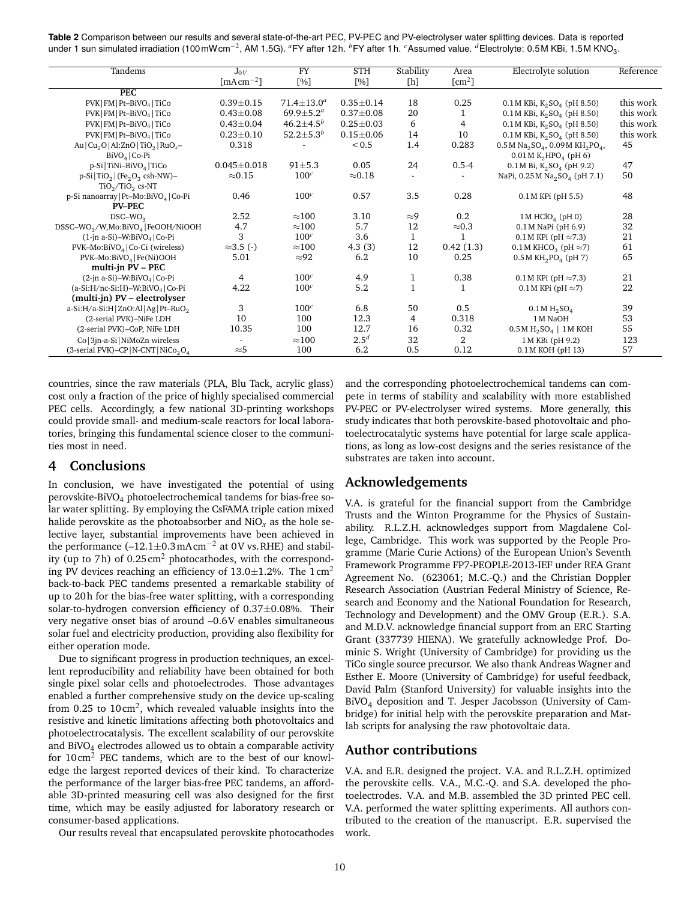**Table 2** Comparison between our results and several state-of-the-art PEC, PV-PEC and PV-electrolyser water splitting devices. Data is reported under 1 sun simulated irradiation (100 mW cm$^{-2}$, AM 1.5G). [a]FY after 12 h. [b]FY after 1 h. [c]Assumed value. [d]Electrolyte: 0.5 M KBi, 1.5 M $KNO_3$.

| Tandems | $J_{0V}$ [mA cm$^{-2}$] | FY [%] | STH [%] | Stability [h] | Area [cm$^2$] | Electrolyte solution | Reference |
|---|---|---|---|---|---|---|---|
| **PEC** | | | | | | | |
| PVK\|FM\|Pt–$BiVO_4$\|TiCo | 0.39±0.15 | 71.4±13.0[a] | 0.35±0.14 | 18 | 0.25 | 0.1 M KBi, $K_2SO_4$ (pH 8.50) | this work |
| PVK\|FM\|Pt–$BiVO_4$\|TiCo | 0.43±0.08 | 69.9±5.2[a] | 0.37±0.08 | 20 | 1 | 0.1 M KBi, $K_2SO_4$ (pH 8.50) | this work |
| PVK\|FM\|Pt–$BiVO_4$\|TiCo | 0.43±0.04 | 46.2±4.5[b] | 0.25±0.03 | 6 | 4 | 0.1 M KBi, $K_2SO_4$ (pH 8.50) | this work |
| PVK\|FM\|Pt–$BiVO_4$\|TiCo | 0.23±0.10 | 52.2±5.3[b] | 0.15±0.06 | 14 | 10 | 0.1 M KBi, $K_2SO_4$ (pH 8.50) | this work |
| Au\|$Cu_2O$\|Al:ZnO\|$TiO_2$\|$RuO_x$–$BiVO_4$\|Co-Pi | 0.318 | - | < 0.5 | 1.4 | 0.283 | 0.5 M $Na_2SO_4$, 0.09 M $KH_2PO_4$, 0.01 M $K_2HPO_4$ (pH 6) | 45 |
| p-Si\|TiNi–$BiVO_4$\|TiCo | 0.045±0.018 | 91±5.3 | 0.05 | 24 | 0.5-4 | 0.1 M Bi, $K_2SO_4$ (pH 9.2) | 47 |
| p-Si\|$TiO_2$\|($Fe_2O_3$ csh-NW)–$TiO_2$/$TiO_2$ cs-NT | ≈0.15 | 100[c] | ≈0.18 | - | - | NaPi, 0.25 M $Na_2SO_4$ (pH 7.1) | 50 |
| p-Si nanoarray\|Pt–Mo:$BiVO_4$\|Co-Pi | 0.46 | 100[c] | 0.57 | 3.5 | 0.28 | 0.1 M KPi (pH 5.5) | 48 |
| **PV–PEC** | | | | | | | |
| DSC–$WO_3$ | 2.52 | ≈100 | 3.10 | ≈9 | 0.2 | 1 M $HClO_4$ (pH 0) | 28 |
| DSSC–$WO_3$/W,Mo:$BiVO_4$\|FeOOH/NiOOH | 4.7 | ≈100 | 5.7 | 12 | ≈0.3 | 0.1 M NaPi (pH 6.9) | 32 |
| (1-jn a-Si)–W:$BiVO_4$\|Co-Pi | 3 | 100[c] | 3.6 | 1 | 1 | 0.1 M KPi (pH ≈7.3) | 21 |
| PVK–Mo:$BiVO_4$\|Co-Ci (wireless) | ≈3.5 (-) | ≈100 | 4.3 (3) | 12 | 0.42 (1.3) | 0.1 M $KHCO_3$ (pH ≈7) | 61 |
| PVK–Mo:$BiVO_4$\|Fe(Ni)OOH | 5.01 | ≈92 | 6.2 | 10 | 0.25 | 0.5 M $KH_2PO_4$ (pH 7) | 65 |
| **multi-jn PV – PEC** | | | | | | | |
| (2-jn a-Si)–W:$BiVO_4$\|Co-Pi | 4 | 100[c] | 4.9 | 1 | 0.38 | 0.1 M KPi (pH ≈7.3) | 21 |
| (a-Si:H/nc-Si:H)–W:$BiVO_4$\|Co-Pi | 4.22 | 100[c] | 5.2 | 1 | 1 | 0.1 M KPi (pH ≈7) | 22 |
| **(multi-jn) PV – electrolyser** | | | | | | | |
| a-Si:H/a-Si:H\|ZnO:Al\|Ag\|Pt–$RuO_2$ | 3 | 100[c] | 6.8 | 50 | 0.5 | 0.1 M $H_2SO_4$ | 39 |
| (2-serial PVK)–NiFe LDH | 10 | 100 | 12.3 | 4 | 0.318 | 1 M NaOH | 53 |
| (2-serial PVK)–CoP, NiFe LDH | 10.35 | 100 | 12.7 | 16 | 0.32 | 0.5 M $H_2SO_4$ \| 1 M KOH | 55 |
| Co\|3jn-a-Si\|NiMoZn wireless | - | ≈100 | 2.5[d] | 32 | 2 | 1 M KBi (pH 9.2) | 123 |
| (3-serial PVK)–CP\|N-CNT\|$NiCo_2O_4$ | ≈5 | 100 | 6.2 | 0.5 | 0.12 | 0.1 M KOH (pH 13) | 57 |

countries, since the raw materials (PLA, Blu Tack, acrylic glass) cost only a fraction of the price of highly specialised commercial PEC cells. Accordingly, a few national 3D-printing workshops could provide small- and medium-scale reactors for local laboratories, bringing this fundamental science closer to the communities most in need.

## 4 Conclusions

In conclusion, we have investigated the potential of using perovskite-$BiVO_4$ photoelectrochemical tandems for bias-free solar water splitting. By employing the CsFAMA triple cation mixed halide perovskite as the photoabsorber and $NiO_x$ as the hole selective layer, substantial improvements have been achieved in the performance (–12.1±0.3 mA cm$^{-2}$ at 0 V vs. RHE) and stability (up to 7 h) of 0.25 cm$^2$ photocathodes, with the corresponding PV devices reaching an efficiency of 13.0±1.2%. The 1 cm$^2$ back-to-back PEC tandems presented a remarkable stability of up to 20 h for the bias-free water splitting, with a corresponding solar-to-hydrogen conversion efficiency of 0.37±0.08%. Their very negative onset bias of around –0.6 V enables simultaneous solar fuel and electricity production, providing also flexibility for either operation mode.

Due to significant progress in production techniques, an excellent reproducibility and reliability have been obtained for both single pixel solar cells and photoelectrodes. Those advantages enabled a further comprehensive study on the device up-scaling from 0.25 to 10 cm$^2$, which revealed valuable insights into the resistive and kinetic limitations affecting both photovoltaics and photoelectrocatalysis. The excellent scalability of our perovskite and $BiVO_4$ electrodes allowed us to obtain a comparable activity for 10 cm$^2$ PEC tandems, which are to the best of our knowledge the largest reported devices of their kind. To characterize the performance of the larger bias-free PEC tandems, an affordable 3D-printed measuring cell was also designed for the first time, which may be easily adjusted for laboratory research or consumer-based applications.

Our results reveal that encapsulated perovskite photocathodes and the corresponding photoelectrochemical tandems can compete in terms of stability and scalability with more established PV-PEC or PV-electrolyser wired systems. More generally, this study indicates that both perovskite-based photovoltaic and photoelectrocatalytic systems have potential for large scale applications, as long as low-cost designs and the series resistance of the substrates are taken into account.

## Acknowledgements

V.A. is grateful for the financial support from the Cambridge Trusts and the Winton Programme for the Physics of Sustainability. R.L.Z.H. acknowledges support from Magdalene College, Cambridge. This work was supported by the People Programme (Marie Curie Actions) of the European Union's Seventh Framework Programme FP7-PEOPLE-2013-IEF under REA Grant Agreement No. (623061; M.C.-Q.) and the Christian Doppler Research Association (Austrian Federal Ministry of Science, Research and Economy and the National Foundation for Research, Technology and Development) and the OMV Group (E.R.). S.A. and M.D.V. acknowledge financial support from an ERC Starting Grant (337739 HIENA). We gratefully acknowledge Prof. Dominic S. Wright (University of Cambridge) for providing us the TiCo single source precursor. We also thank Andreas Wagner and Esther E. Moore (University of Cambridge) for useful feedback, David Palm (Stanford University) for valuable insights into the $BiVO_4$ deposition and T. Jesper Jacobsson (University of Cambridge) for initial help with the perovskite preparation and Matlab scripts for analysing the raw photovoltaic data.

## Author contributions

V.A. and E.R. designed the project. V.A. and R.L.Z.H. optimized the perovskite cells. V.A., M.C.-Q. and S.A. developed the photoelectrodes. V.A. and M.B. assembled the 3D printed PEC cell. V.A. performed the water splitting experiments. All authors contributed to the creation of the manuscript. E.R. supervised the work.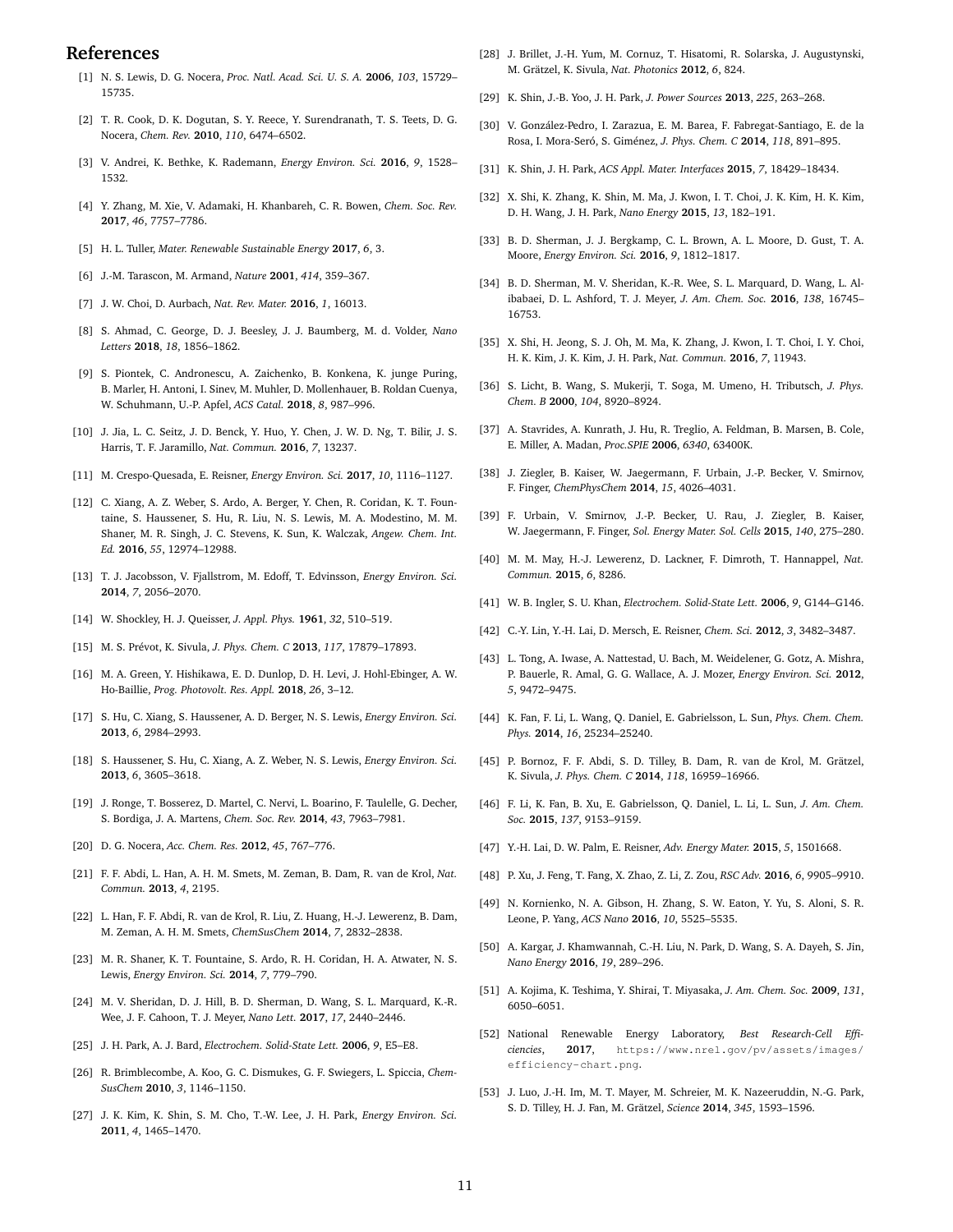## References

[1] N. S. Lewis, D. G. Nocera, *Proc. Natl. Acad. Sci. U. S. A.* **2006**, *103*, 15729–15735.

[2] T. R. Cook, D. K. Dogutan, S. Y. Reece, Y. Surendranath, T. S. Teets, D. G. Nocera, *Chem. Rev.* **2010**, *110*, 6474–6502.

[3] V. Andrei, K. Bethke, K. Rademann, *Energy Environ. Sci.* **2016**, *9*, 1528–1532.

[4] Y. Zhang, M. Xie, V. Adamaki, H. Khanbareh, C. R. Bowen, *Chem. Soc. Rev.* **2017**, *46*, 7757–7786.

[5] H. L. Tuller, *Mater. Renewable Sustainable Energy* **2017**, *6*, 3.

[6] J.-M. Tarascon, M. Armand, *Nature* **2001**, *414*, 359–367.

[7] J. W. Choi, D. Aurbach, *Nat. Rev. Mater.* **2016**, *1*, 16013.

[8] S. Ahmad, C. George, D. J. Beesley, J. J. Baumberg, M. d. Volder, *Nano Letters* **2018**, *18*, 1856–1862.

[9] S. Piontek, C. Andronescu, A. Zaichenko, B. Konkena, K. junge Puring, B. Marler, H. Antoni, I. Sinev, M. Muhler, D. Mollenhauer, B. Roldan Cuenya, W. Schuhmann, U.-P. Apfel, *ACS Catal.* **2018**, *8*, 987–996.

[10] J. Jia, L. C. Seitz, J. D. Benck, Y. Huo, Y. Chen, J. W. D. Ng, T. Bilir, J. S. Harris, T. F. Jaramillo, *Nat. Commun.* **2016**, *7*, 13237.

[11] M. Crespo-Quesada, E. Reisner, *Energy Environ. Sci.* **2017**, *10*, 1116–1127.

[12] C. Xiang, A. Z. Weber, S. Ardo, A. Berger, Y. Chen, R. Coridan, K. T. Fountaine, S. Haussener, S. Hu, R. Liu, N. S. Lewis, M. A. Modestino, M. M. Shaner, M. R. Singh, J. C. Stevens, K. Sun, K. Walczak, *Angew. Chem. Int. Ed.* **2016**, *55*, 12974–12988.

[13] T. J. Jacobsson, V. Fjallstrom, M. Edoff, T. Edvinsson, *Energy Environ. Sci.* **2014**, *7*, 2056–2070.

[14] W. Shockley, H. J. Queisser, *J. Appl. Phys.* **1961**, *32*, 510–519.

[15] M. S. Prévot, K. Sivula, *J. Phys. Chem. C* **2013**, *117*, 17879–17893.

[16] M. A. Green, Y. Hishikawa, E. D. Dunlop, D. H. Levi, J. Hohl-Ebinger, A. W. Ho-Baillie, *Prog. Photovolt. Res. Appl.* **2018**, *26*, 3–12.

[17] S. Hu, C. Xiang, S. Haussener, A. D. Berger, N. S. Lewis, *Energy Environ. Sci.* **2013**, *6*, 2984–2993.

[18] S. Haussener, S. Hu, C. Xiang, A. Z. Weber, N. S. Lewis, *Energy Environ. Sci.* **2013**, *6*, 3605–3618.

[19] J. Ronge, T. Bosserez, D. Martel, C. Nervi, L. Boarino, F. Taulelle, G. Decher, S. Bordiga, J. A. Martens, *Chem. Soc. Rev.* **2014**, *43*, 7963–7981.

[20] D. G. Nocera, *Acc. Chem. Res.* **2012**, *45*, 767–776.

[21] F. F. Abdi, L. Han, A. H. M. Smets, M. Zeman, B. Dam, R. van de Krol, *Nat. Commun.* **2013**, *4*, 2195.

[22] L. Han, F. F. Abdi, R. van de Krol, R. Liu, Z. Huang, H.-J. Lewerenz, B. Dam, M. Zeman, A. H. M. Smets, *ChemSusChem* **2014**, *7*, 2832–2838.

[23] M. R. Shaner, K. T. Fountaine, S. Ardo, R. H. Coridan, H. A. Atwater, N. S. Lewis, *Energy Environ. Sci.* **2014**, *7*, 779–790.

[24] M. V. Sheridan, D. J. Hill, B. D. Sherman, D. Wang, S. L. Marquard, K.-R. Wee, J. F. Cahoon, T. J. Meyer, *Nano Lett.* **2017**, *17*, 2440–2446.

[25] J. H. Park, A. J. Bard, *Electrochem. Solid-State Lett.* **2006**, *9*, E5–E8.

[26] R. Brimblecombe, A. Koo, G. C. Dismukes, G. F. Swiegers, L. Spiccia, *ChemSusChem* **2010**, *3*, 1146–1150.

[27] J. K. Kim, K. Shin, S. M. Cho, T.-W. Lee, J. H. Park, *Energy Environ. Sci.* **2011**, *4*, 1465–1470.

[28] J. Brillet, J.-H. Yum, M. Cornuz, T. Hisatomi, R. Solarska, J. Augustynski, M. Grätzel, K. Sivula, *Nat. Photonics* **2012**, *6*, 824.

[29] K. Shin, J.-B. Yoo, J. H. Park, *J. Power Sources* **2013**, *225*, 263–268.

[30] V. González-Pedro, I. Zarazua, E. M. Barea, F. Fabregat-Santiago, E. de la Rosa, I. Mora-Seró, S. Giménez, *J. Phys. Chem. C* **2014**, *118*, 891–895.

[31] K. Shin, J. H. Park, *ACS Appl. Mater. Interfaces* **2015**, *7*, 18429–18434.

[32] X. Shi, K. Zhang, K. Shin, M. Ma, J. Kwon, I. T. Choi, J. K. Kim, H. K. Kim, D. H. Wang, J. H. Park, *Nano Energy* **2015**, *13*, 182–191.

[33] B. D. Sherman, J. J. Bergkamp, C. L. Brown, A. L. Moore, D. Gust, T. A. Moore, *Energy Environ. Sci.* **2016**, *9*, 1812–1817.

[34] B. D. Sherman, M. V. Sheridan, K.-R. Wee, S. L. Marquard, D. Wang, L. Alibabaei, D. L. Ashford, T. J. Meyer, *J. Am. Chem. Soc.* **2016**, *138*, 16745–16753.

[35] X. Shi, H. Jeong, S. J. Oh, M. Ma, K. Zhang, J. Kwon, I. T. Choi, I. Y. Choi, H. K. Kim, J. K. Kim, J. H. Park, *Nat. Commun.* **2016**, *7*, 11943.

[36] S. Licht, B. Wang, S. Mukerji, T. Soga, M. Umeno, H. Tributsch, *J. Phys. Chem. B* **2000**, *104*, 8920–8924.

[37] A. Stavrides, A. Kunrath, J. Hu, R. Treglio, A. Feldman, B. Marsen, B. Cole, E. Miller, A. Madan, *Proc.SPIE* **2006**, *6340*, 63400K.

[38] J. Ziegler, B. Kaiser, W. Jaegermann, F. Urbain, J.-P. Becker, V. Smirnov, F. Finger, *ChemPhysChem* **2014**, *15*, 4026–4031.

[39] F. Urbain, V. Smirnov, J.-P. Becker, U. Rau, J. Ziegler, B. Kaiser, W. Jaegermann, F. Finger, *Sol. Energy Mater. Sol. Cells* **2015**, *140*, 275–280.

[40] M. M. May, H.-J. Lewerenz, D. Lackner, F. Dimroth, T. Hannappel, *Nat. Commun.* **2015**, *6*, 8286.

[41] W. B. Ingler, S. U. Khan, *Electrochem. Solid-State Lett.* **2006**, *9*, G144–G146.

[42] C.-Y. Lin, Y.-H. Lai, D. Mersch, E. Reisner, *Chem. Sci.* **2012**, *3*, 3482–3487.

[43] L. Tong, A. Iwase, A. Nattestad, U. Bach, M. Weidelener, G. Gotz, A. Mishra, P. Bauerle, R. Amal, G. G. Wallace, A. J. Mozer, *Energy Environ. Sci.* **2012**, *5*, 9472–9475.

[44] K. Fan, F. Li, L. Wang, Q. Daniel, E. Gabrielsson, L. Sun, *Phys. Chem. Chem. Phys.* **2014**, *16*, 25234–25240.

[45] P. Bornoz, F. F. Abdi, S. D. Tilley, B. Dam, R. van de Krol, M. Grätzel, K. Sivula, *J. Phys. Chem. C* **2014**, *118*, 16959–16966.

[46] F. Li, K. Fan, B. Xu, E. Gabrielsson, Q. Daniel, L. Li, L. Sun, *J. Am. Chem. Soc.* **2015**, *137*, 9153–9159.

[47] Y.-H. Lai, D. W. Palm, E. Reisner, *Adv. Energy Mater.* **2015**, *5*, 1501668.

[48] P. Xu, J. Feng, T. Fang, X. Zhao, Z. Li, Z. Zou, *RSC Adv.* **2016**, *6*, 9905–9910.

[49] N. Kornienko, N. A. Gibson, H. Zhang, S. W. Eaton, Y. Yu, S. Aloni, S. R. Leone, P. Yang, *ACS Nano* **2016**, *10*, 5525–5535.

[50] A. Kargar, J. Khamwannah, C.-H. Liu, N. Park, D. Wang, S. A. Dayeh, S. Jin, *Nano Energy* **2016**, *19*, 289–296.

[51] A. Kojima, K. Teshima, Y. Shirai, T. Miyasaka, *J. Am. Chem. Soc.* **2009**, *131*, 6050–6051.

[52] National Renewable Energy Laboratory, *Best Research-Cell Efficiencies*, **2017**, `https://www.nrel.gov/pv/assets/images/efficiency-chart.png`.

[53] J. Luo, J.-H. Im, M. T. Mayer, M. Schreier, M. K. Nazeeruddin, N.-G. Park, S. D. Tilley, H. J. Fan, M. Grätzel, *Science* **2014**, *345*, 1593–1596.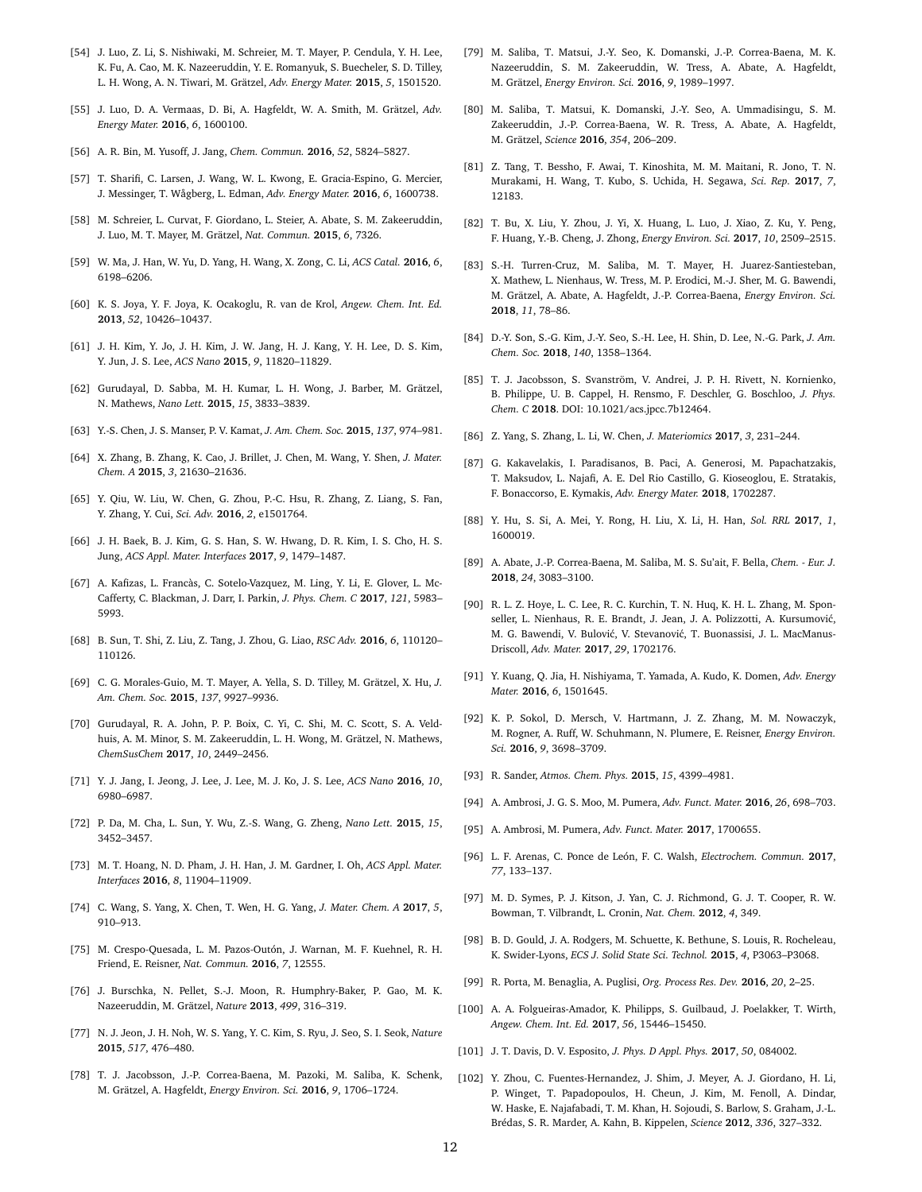[54] J. Luo, Z. Li, S. Nishiwaki, M. Schreier, M. T. Mayer, P. Cendula, Y. H. Lee, K. Fu, A. Cao, M. K. Nazeeruddin, Y. E. Romanyuk, S. Buecheler, S. D. Tilley, L. H. Wong, A. N. Tiwari, M. Grätzel, *Adv. Energy Mater.* **2015**, *5*, 1501520.

[55] J. Luo, D. A. Vermaas, D. Bi, A. Hagfeldt, W. A. Smith, M. Grätzel, *Adv. Energy Mater.* **2016**, *6*, 1600100.

[56] A. R. Bin, M. Yusoff, J. Jang, *Chem. Commun.* **2016**, *52*, 5824–5827.

[57] T. Sharifi, C. Larsen, J. Wang, W. L. Kwong, E. Gracia-Espino, G. Mercier, J. Messinger, T. Wågberg, L. Edman, *Adv. Energy Mater.* **2016**, *6*, 1600738.

[58] M. Schreier, L. Curvat, F. Giordano, L. Steier, A. Abate, S. M. Zakeeruddin, J. Luo, M. T. Mayer, M. Grätzel, *Nat. Commun.* **2015**, *6*, 7326.

[59] W. Ma, J. Han, W. Yu, D. Yang, H. Wang, X. Zong, C. Li, *ACS Catal.* **2016**, *6*, 6198–6206.

[60] K. S. Joya, Y. F. Joya, K. Ocakoglu, R. van de Krol, *Angew. Chem. Int. Ed.* **2013**, *52*, 10426–10437.

[61] J. H. Kim, Y. Jo, J. H. Kim, J. W. Jang, H. J. Kang, Y. H. Lee, D. S. Kim, Y. Jun, J. S. Lee, *ACS Nano* **2015**, *9*, 11820–11829.

[62] Gurudayal, D. Sabba, M. H. Kumar, L. H. Wong, J. Barber, M. Grätzel, N. Mathews, *Nano Lett.* **2015**, *15*, 3833–3839.

[63] Y.-S. Chen, J. S. Manser, P. V. Kamat, *J. Am. Chem. Soc.* **2015**, *137*, 974–981.

[64] X. Zhang, B. Zhang, K. Cao, J. Brillet, J. Chen, M. Wang, Y. Shen, *J. Mater. Chem. A* **2015**, *3*, 21630–21636.

[65] Y. Qiu, W. Liu, W. Chen, G. Zhou, P.-C. Hsu, R. Zhang, Z. Liang, S. Fan, Y. Zhang, Y. Cui, *Sci. Adv.* **2016**, *2*, e1501764.

[66] J. H. Baek, B. J. Kim, G. S. Han, S. W. Hwang, D. R. Kim, I. S. Cho, H. S. Jung, *ACS Appl. Mater. Interfaces* **2017**, *9*, 1479–1487.

[67] A. Kafizas, L. Francàs, C. Sotelo-Vazquez, M. Ling, Y. Li, E. Glover, L. McCafferty, C. Blackman, J. Darr, I. Parkin, *J. Phys. Chem. C* **2017**, *121*, 5983–5993.

[68] B. Sun, T. Shi, Z. Liu, Z. Tang, J. Zhou, G. Liao, *RSC Adv.* **2016**, *6*, 110120–110126.

[69] C. G. Morales-Guio, M. T. Mayer, A. Yella, S. D. Tilley, M. Grätzel, X. Hu, *J. Am. Chem. Soc.* **2015**, *137*, 9927–9936.

[70] Gurudayal, R. A. John, P. P. Boix, C. Yi, C. Shi, M. C. Scott, S. A. Veldhuis, A. M. Minor, S. M. Zakeeruddin, L. H. Wong, M. Grätzel, N. Mathews, *ChemSusChem* **2017**, *10*, 2449–2456.

[71] Y. J. Jang, I. Jeong, J. Lee, J. Lee, M. J. Ko, J. S. Lee, *ACS Nano* **2016**, *10*, 6980–6987.

[72] P. Da, M. Cha, L. Sun, Y. Wu, Z.-S. Wang, G. Zheng, *Nano Lett.* **2015**, *15*, 3452–3457.

[73] M. T. Hoang, N. D. Pham, J. H. Han, J. M. Gardner, I. Oh, *ACS Appl. Mater. Interfaces* **2016**, *8*, 11904–11909.

[74] C. Wang, S. Yang, X. Chen, T. Wen, H. G. Yang, *J. Mater. Chem. A* **2017**, *5*, 910–913.

[75] M. Crespo-Quesada, L. M. Pazos-Outón, J. Warnan, M. F. Kuehnel, R. H. Friend, E. Reisner, *Nat. Commun.* **2016**, *7*, 12555.

[76] J. Burschka, N. Pellet, S.-J. Moon, R. Humphry-Baker, P. Gao, M. K. Nazeeruddin, M. Grätzel, *Nature* **2013**, *499*, 316–319.

[77] N. J. Jeon, J. H. Noh, W. S. Yang, Y. C. Kim, S. Ryu, J. Seo, S. I. Seok, *Nature* **2015**, *517*, 476–480.

[78] T. J. Jacobsson, J.-P. Correa-Baena, M. Pazoki, M. Saliba, K. Schenk, M. Grätzel, A. Hagfeldt, *Energy Environ. Sci.* **2016**, *9*, 1706–1724.

[79] M. Saliba, T. Matsui, J.-Y. Seo, K. Domanski, J.-P. Correa-Baena, M. K. Nazeeruddin, S. M. Zakeeruddin, W. Tress, A. Abate, A. Hagfeldt, M. Grätzel, *Energy Environ. Sci.* **2016**, *9*, 1989–1997.

[80] M. Saliba, T. Matsui, K. Domanski, J.-Y. Seo, A. Ummadisingu, S. M. Zakeeruddin, J.-P. Correa-Baena, W. R. Tress, A. Abate, A. Hagfeldt, M. Grätzel, *Science* **2016**, *354*, 206–209.

[81] Z. Tang, T. Bessho, F. Awai, T. Kinoshita, M. M. Maitani, R. Jono, T. N. Murakami, H. Wang, T. Kubo, S. Uchida, H. Segawa, *Sci. Rep.* **2017**, *7*, 12183.

[82] T. Bu, X. Liu, Y. Zhou, J. Yi, X. Huang, L. Luo, J. Xiao, Z. Ku, Y. Peng, F. Huang, Y.-B. Cheng, J. Zhong, *Energy Environ. Sci.* **2017**, *10*, 2509–2515.

[83] S.-H. Turren-Cruz, M. Saliba, M. T. Mayer, H. Juarez-Santiesteban, X. Mathew, L. Nienhaus, W. Tress, M. P. Erodici, M.-J. Sher, M. G. Bawendi, M. Grätzel, A. Abate, A. Hagfeldt, J.-P. Correa-Baena, *Energy Environ. Sci.* **2018**, *11*, 78–86.

[84] D.-Y. Son, S.-G. Kim, J.-Y. Seo, S.-H. Lee, H. Shin, D. Lee, N.-G. Park, *J. Am. Chem. Soc.* **2018**, *140*, 1358–1364.

[85] T. J. Jacobsson, S. Svanström, V. Andrei, J. P. H. Rivett, N. Kornienko, B. Philippe, U. B. Cappel, H. Rensmo, F. Deschler, G. Boschloo, *J. Phys. Chem. C* **2018**. DOI: 10.1021/acs.jpcc.7b12464.

[86] Z. Yang, S. Zhang, L. Li, W. Chen, *J. Materiomics* **2017**, *3*, 231–244.

[87] G. Kakavelakis, I. Paradisanos, B. Paci, A. Generosi, M. Papachatzakis, T. Maksudov, L. Najafi, A. E. Del Rio Castillo, G. Kioseoglou, E. Stratakis, F. Bonaccorso, E. Kymakis, *Adv. Energy Mater.* **2018**, 1702287.

[88] Y. Hu, S. Si, A. Mei, Y. Rong, H. Liu, X. Li, H. Han, *Sol. RRL* **2017**, *1*, 1600019.

[89] A. Abate, J.-P. Correa-Baena, M. Saliba, M. S. Su'ait, F. Bella, *Chem. - Eur. J.* **2018**, *24*, 3083–3100.

[90] R. L. Z. Hoye, L. C. Lee, R. C. Kurchin, T. N. Huq, K. H. L. Zhang, M. Sponseller, L. Nienhaus, R. E. Brandt, J. Jean, J. A. Polizzotti, A. Kursumović, M. G. Bawendi, V. Bulović, V. Stevanović, T. Buonassisi, J. L. MacManus-Driscoll, *Adv. Mater.* **2017**, *29*, 1702176.

[91] Y. Kuang, Q. Jia, H. Nishiyama, T. Yamada, A. Kudo, K. Domen, *Adv. Energy Mater.* **2016**, *6*, 1501645.

[92] K. P. Sokol, D. Mersch, V. Hartmann, J. Z. Zhang, M. M. Nowaczyk, M. Rogner, A. Ruff, W. Schuhmann, N. Plumere, E. Reisner, *Energy Environ. Sci.* **2016**, *9*, 3698–3709.

[93] R. Sander, *Atmos. Chem. Phys.* **2015**, *15*, 4399–4981.

[94] A. Ambrosi, J. G. S. Moo, M. Pumera, *Adv. Funct. Mater.* **2016**, *26*, 698–703.

[95] A. Ambrosi, M. Pumera, *Adv. Funct. Mater.* **2017**, 1700655.

[96] L. F. Arenas, C. Ponce de León, F. C. Walsh, *Electrochem. Commun.* **2017**, *77*, 133–137.

[97] M. D. Symes, P. J. Kitson, J. Yan, C. J. Richmond, G. J. T. Cooper, R. W. Bowman, T. Vilbrandt, L. Cronin, *Nat. Chem.* **2012**, *4*, 349.

[98] B. D. Gould, J. A. Rodgers, M. Schuette, K. Bethune, S. Louis, R. Rocheleau, K. Swider-Lyons, *ECS J. Solid State Sci. Technol.* **2015**, *4*, P3063–P3068.

[99] R. Porta, M. Benaglia, A. Puglisi, *Org. Process Res. Dev.* **2016**, *20*, 2–25.

[100] A. A. Folgueiras-Amador, K. Philipps, S. Guilbaud, J. Poelakker, T. Wirth, *Angew. Chem. Int. Ed.* **2017**, *56*, 15446–15450.

[101] J. T. Davis, D. V. Esposito, *J. Phys. D Appl. Phys.* **2017**, *50*, 084002.

[102] Y. Zhou, C. Fuentes-Hernandez, J. Shim, J. Meyer, A. J. Giordano, H. Li, P. Winget, T. Papadopoulos, H. Cheun, J. Kim, M. Fenoll, A. Dindar, W. Haske, E. Najafabadi, T. M. Khan, H. Sojoudi, S. Barlow, S. Graham, J.-L. Brédas, S. R. Marder, A. Kahn, B. Kippelen, *Science* **2012**, *336*, 327–332.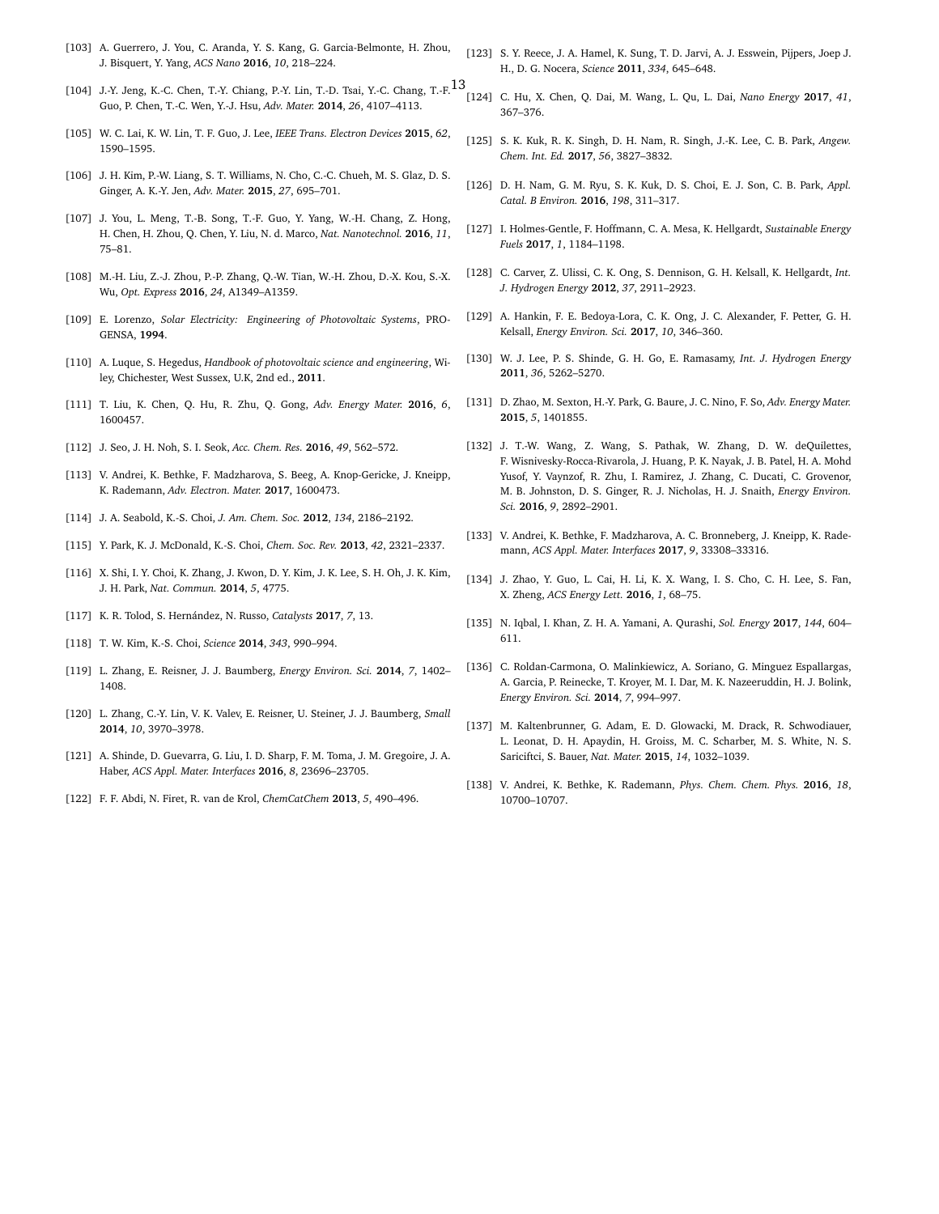[103] A. Guerrero, J. You, C. Aranda, Y. S. Kang, G. Garcia-Belmonte, H. Zhou, J. Bisquert, Y. Yang, *ACS Nano* **2016**, *10*, 218–224.

[104] J.-Y. Jeng, K.-C. Chen, T.-Y. Chiang, P.-Y. Lin, T.-D. Tsai, Y.-C. Chang, T.-F. Guo, P. Chen, T.-C. Wen, Y.-J. Hsu, *Adv. Mater.* **2014**, *26*, 4107–4113.

[105] W. C. Lai, K. W. Lin, T. F. Guo, J. Lee, *IEEE Trans. Electron Devices* **2015**, *62*, 1590–1595.

[106] J. H. Kim, P.-W. Liang, S. T. Williams, N. Cho, C.-C. Chueh, M. S. Glaz, D. S. Ginger, A. K.-Y. Jen, *Adv. Mater.* **2015**, *27*, 695–701.

[107] J. You, L. Meng, T.-B. Song, T.-F. Guo, Y. Yang, W.-H. Chang, Z. Hong, H. Chen, H. Zhou, Q. Chen, Y. Liu, N. d. Marco, *Nat. Nanotechnol.* **2016**, *11*, 75–81.

[108] M.-H. Liu, Z.-J. Zhou, P.-P. Zhang, Q.-W. Tian, W.-H. Zhou, D.-X. Kou, S.-X. Wu, *Opt. Express* **2016**, *24*, A1349–A1359.

[109] E. Lorenzo, *Solar Electricity: Engineering of Photovoltaic Systems*, PROGENSA, **1994**.

[110] A. Luque, S. Hegedus, *Handbook of photovoltaic science and engineering*, Wiley, Chichester, West Sussex, U.K, 2nd ed., **2011**.

[111] T. Liu, K. Chen, Q. Hu, R. Zhu, Q. Gong, *Adv. Energy Mater.* **2016**, *6*, 1600457.

[112] J. Seo, J. H. Noh, S. I. Seok, *Acc. Chem. Res.* **2016**, *49*, 562–572.

[113] V. Andrei, K. Bethke, F. Madzharova, S. Beeg, A. Knop-Gericke, J. Kneipp, K. Rademann, *Adv. Electron. Mater.* **2017**, 1600473.

[114] J. A. Seabold, K.-S. Choi, *J. Am. Chem. Soc.* **2012**, *134*, 2186–2192.

[115] Y. Park, K. J. McDonald, K.-S. Choi, *Chem. Soc. Rev.* **2013**, *42*, 2321–2337.

[116] X. Shi, I. Y. Choi, K. Zhang, J. Kwon, D. Y. Kim, J. K. Lee, S. H. Oh, J. K. Kim, J. H. Park, *Nat. Commun.* **2014**, *5*, 4775.

[117] K. R. Tolod, S. Hernández, N. Russo, *Catalysts* **2017**, *7*, 13.

[118] T. W. Kim, K.-S. Choi, *Science* **2014**, *343*, 990–994.

[119] L. Zhang, E. Reisner, J. J. Baumberg, *Energy Environ. Sci.* **2014**, *7*, 1402–1408.

[120] L. Zhang, C.-Y. Lin, V. K. Valev, E. Reisner, U. Steiner, J. J. Baumberg, *Small* **2014**, *10*, 3970–3978.

[121] A. Shinde, D. Guevarra, G. Liu, I. D. Sharp, F. M. Toma, J. M. Gregoire, J. A. Haber, *ACS Appl. Mater. Interfaces* **2016**, *8*, 23696–23705.

[122] F. F. Abdi, N. Firet, R. van de Krol, *ChemCatChem* **2013**, *5*, 490–496.

[123] S. Y. Reece, J. A. Hamel, K. Sung, T. D. Jarvi, A. J. Esswein, Pijpers, Joep J. H., D. G. Nocera, *Science* **2011**, *334*, 645–648.

[124] C. Hu, X. Chen, Q. Dai, M. Wang, L. Qu, L. Dai, *Nano Energy* **2017**, *41*, 367–376.

[125] S. K. Kuk, R. K. Singh, D. H. Nam, R. Singh, J.-K. Lee, C. B. Park, *Angew. Chem. Int. Ed.* **2017**, *56*, 3827–3832.

[126] D. H. Nam, G. M. Ryu, S. K. Kuk, D. S. Choi, E. J. Son, C. B. Park, *Appl. Catal. B Environ.* **2016**, *198*, 311–317.

[127] I. Holmes-Gentle, F. Hoffmann, C. A. Mesa, K. Hellgardt, *Sustainable Energy Fuels* **2017**, *1*, 1184–1198.

[128] C. Carver, Z. Ulissi, C. K. Ong, S. Dennison, G. H. Kelsall, K. Hellgardt, *Int. J. Hydrogen Energy* **2012**, *37*, 2911–2923.

[129] A. Hankin, F. E. Bedoya-Lora, C. K. Ong, J. C. Alexander, F. Petter, G. H. Kelsall, *Energy Environ. Sci.* **2017**, *10*, 346–360.

[130] W. J. Lee, P. S. Shinde, G. H. Go, E. Ramasamy, *Int. J. Hydrogen Energy* **2011**, *36*, 5262–5270.

[131] D. Zhao, M. Sexton, H.-Y. Park, G. Baure, J. C. Nino, F. So, *Adv. Energy Mater.* **2015**, *5*, 1401855.

[132] J. T.-W. Wang, Z. Wang, S. Pathak, W. Zhang, D. W. deQuilettes, F. Wisnivesky-Rocca-Rivarola, J. Huang, P. K. Nayak, J. B. Patel, H. A. Mohd Yusof, Y. Vaynzof, R. Zhu, I. Ramirez, J. Zhang, C. Ducati, C. Grovenor, M. B. Johnston, D. S. Ginger, R. J. Nicholas, H. J. Snaith, *Energy Environ. Sci.* **2016**, *9*, 2892–2901.

[133] V. Andrei, K. Bethke, F. Madzharova, A. C. Bronneberg, J. Kneipp, K. Rademann, *ACS Appl. Mater. Interfaces* **2017**, *9*, 33308–33316.

[134] J. Zhao, Y. Guo, L. Cai, H. Li, K. X. Wang, I. S. Cho, C. H. Lee, S. Fan, X. Zheng, *ACS Energy Lett.* **2016**, *1*, 68–75.

[135] N. Iqbal, I. Khan, Z. H. A. Yamani, A. Qurashi, *Sol. Energy* **2017**, *144*, 604–611.

[136] C. Roldan-Carmona, O. Malinkiewicz, A. Soriano, G. Minguez Espallargas, A. Garcia, P. Reinecke, T. Kroyer, M. I. Dar, M. K. Nazeeruddin, H. J. Bolink, *Energy Environ. Sci.* **2014**, *7*, 994–997.

[137] M. Kaltenbrunner, G. Adam, E. D. Glowacki, M. Drack, R. Schwodiauer, L. Leonat, D. H. Apaydin, H. Groiss, M. C. Scharber, M. S. White, N. S. Sariciftci, S. Bauer, *Nat. Mater.* **2015**, *14*, 1032–1039.

[138] V. Andrei, K. Bethke, K. Rademann, *Phys. Chem. Chem. Phys.* **2016**, *18*, 10700–10707.